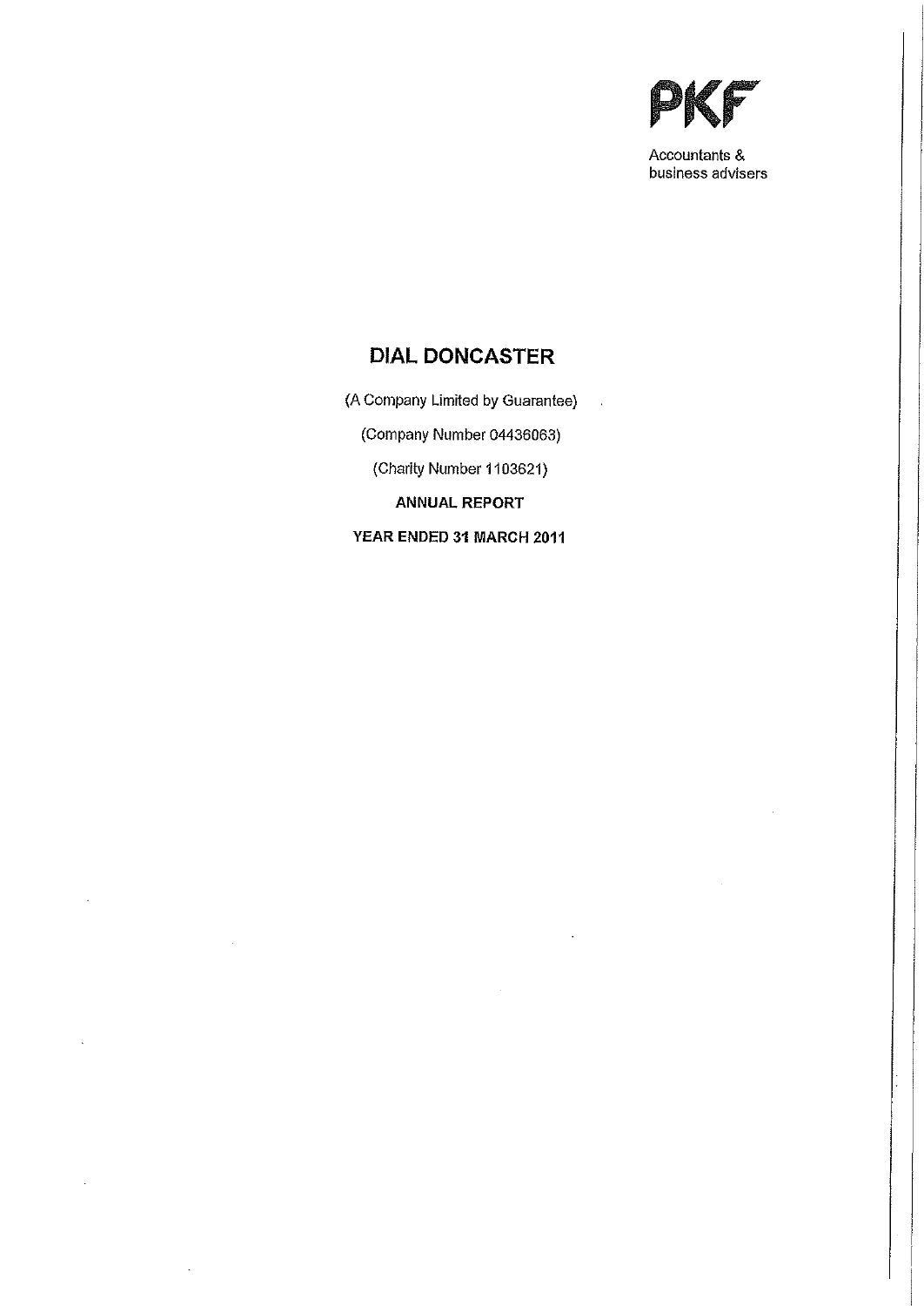PKF

Accountants & business advisers

# DIAL DONCASTER

(A Company Limited by Guarantee)

(Company Number 04436063)

(Charity Number 1103621)

**ANNUAL REPORT**

**YEAR ENDED 31 MARCH 2011**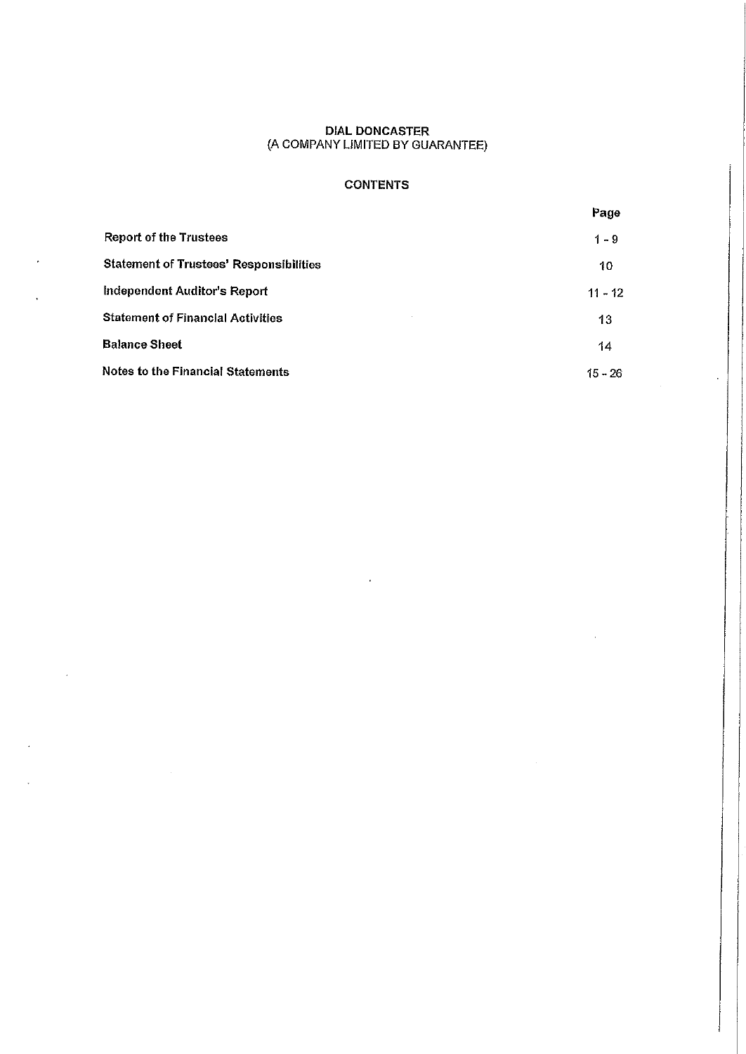# DIAL DONCASTER
(A COMPANY LIMITED BY GUARANTEE)

## CONTENTS

| | Page |
|---|---|
| **Report of the Trustees** | 1 - 9 |
| **Statement of Trustees' Responsibilities** | 10 |
| **Independent Auditor's Report** | 11 - 12 |
| **Statement of Financial Activities** | 13 |
| **Balance Sheet** | 14 |
| **Notes to the Financial Statements** | 15 - 26 |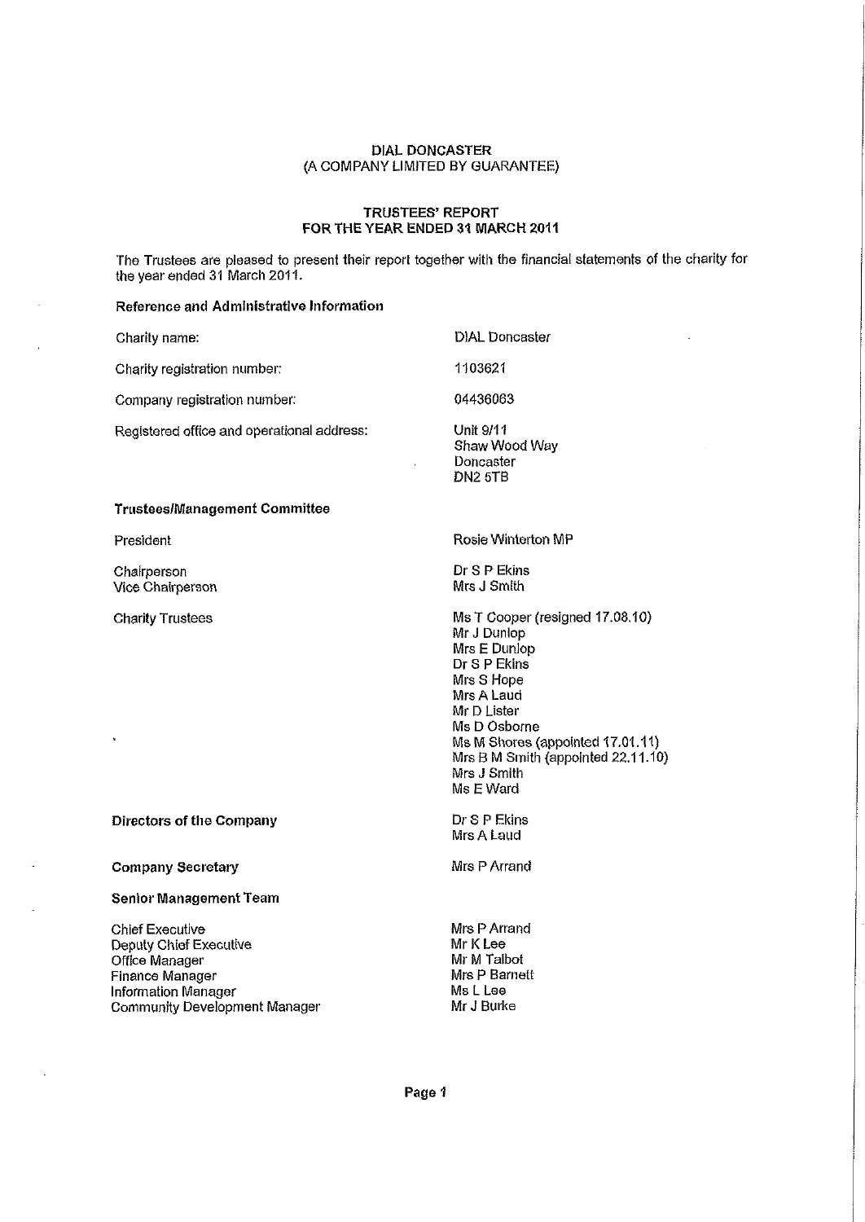DIAL DONCASTER
(A COMPANY LIMITED BY GUARANTEE)

# TRUSTEES' REPORT
# FOR THE YEAR ENDED 31 MARCH 2011

The Trustees are pleased to present their report together with the financial statements of the charity for the year ended 31 March 2011.

## Reference and Administrative Information

| | |
|---|---|
| Charity name: | DIAL Doncaster |
| Charity registration number: | 1103621 |
| Company registration number: | 04436063 |
| Registered office and operational address: | Unit 9/11<br>Shaw Wood Way<br>Doncaster<br>DN2 5TB |

## Trustees/Management Committee

| | |
|---|---|
| President | Rosie Winterton MP |
| Chairperson | Dr S P Ekins |
| Vice Chairperson | Mrs J Smith |
| Charity Trustees | Ms T Cooper (resigned 17.08.10)<br>Mr J Dunlop<br>Mrs E Dunlop<br>Dr S P Ekins<br>Mrs S Hope<br>Mrs A Laud<br>Mr D Lister<br>Ms D Osborne<br>Ms M Shores (appointed 17.01.11)<br>Mrs B M Smith (appointed 22.11.10)<br>Mrs J Smith<br>Ms E Ward |

**Directors of the Company** — Dr S P Ekins, Mrs A Laud

**Company Secretary** — Mrs P Arrand

## Senior Management Team

| | |
|---|---|
| Chief Executive | Mrs P Arrand |
| Deputy Chief Executive | Mr K Lee |
| Office Manager | Mr M Talbot |
| Finance Manager | Mrs P Barnett |
| Information Manager | Ms L Lee |
| Community Development Manager | Mr J Burke |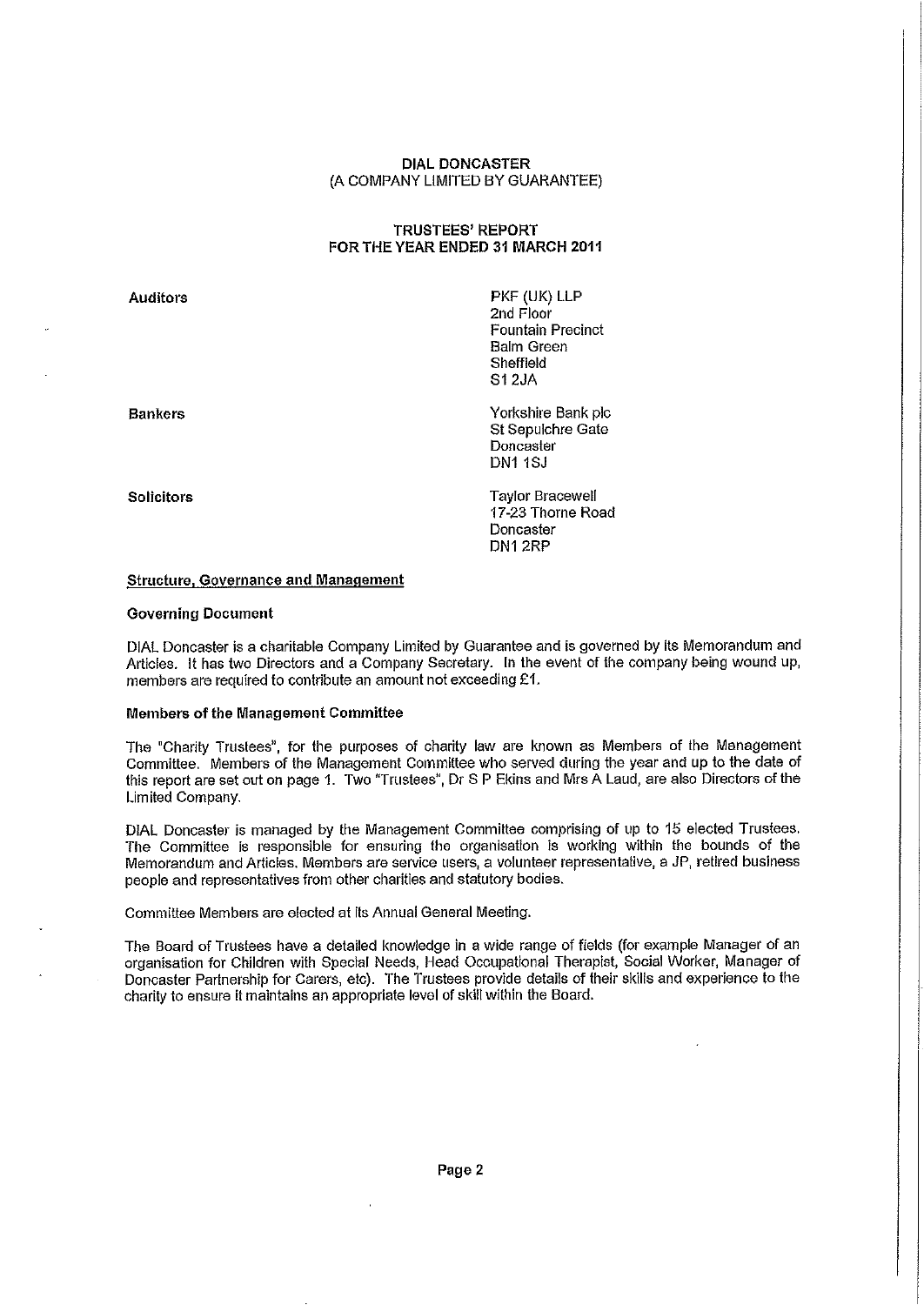**DIAL DONCASTER**
**(A COMPANY LIMITED BY GUARANTEE)**

**TRUSTEES' REPORT**
**FOR THE YEAR ENDED 31 MARCH 2011**

| | |
|---|---|
| **Auditors** | PKF (UK) LLP<br>2nd Floor<br>Fountain Precinct<br>Balm Green<br>Sheffield<br>S1 2JA |
| **Bankers** | Yorkshire Bank plc<br>St Sepulchre Gate<br>Doncaster<br>DN1 1SJ |
| **Solicitors** | Taylor Bracewell<br>17-23 Thorne Road<br>Doncaster<br>DN1 2RP |

## Structure, Governance and Management

### Governing Document

DIAL Doncaster is a charitable Company Limited by Guarantee and is governed by its Memorandum and Articles. It has two Directors and a Company Secretary. In the event of the company being wound up, members are required to contribute an amount not exceeding £1.

### Members of the Management Committee

The "Charity Trustees", for the purposes of charity law are known as Members of the Management Committee. Members of the Management Committee who served during the year and up to the date of this report are set out on page 1. Two "Trustees", Dr S P Ekins and Mrs A Laud, are also Directors of the Limited Company.

DIAL Doncaster is managed by the Management Committee comprising of up to 15 elected Trustees. The Committee is responsible for ensuring the organisation is working within the bounds of the Memorandum and Articles. Members are service users, a volunteer representative, a JP, retired business people and representatives from other charities and statutory bodies.

Committee Members are elected at its Annual General Meeting.

The Board of Trustees have a detailed knowledge in a wide range of fields (for example Manager of an organisation for Children with Special Needs, Head Occupational Therapist, Social Worker, Manager of Doncaster Partnership for Carers, etc). The Trustees provide details of their skills and experience to the charity to ensure it maintains an appropriate level of skill within the Board.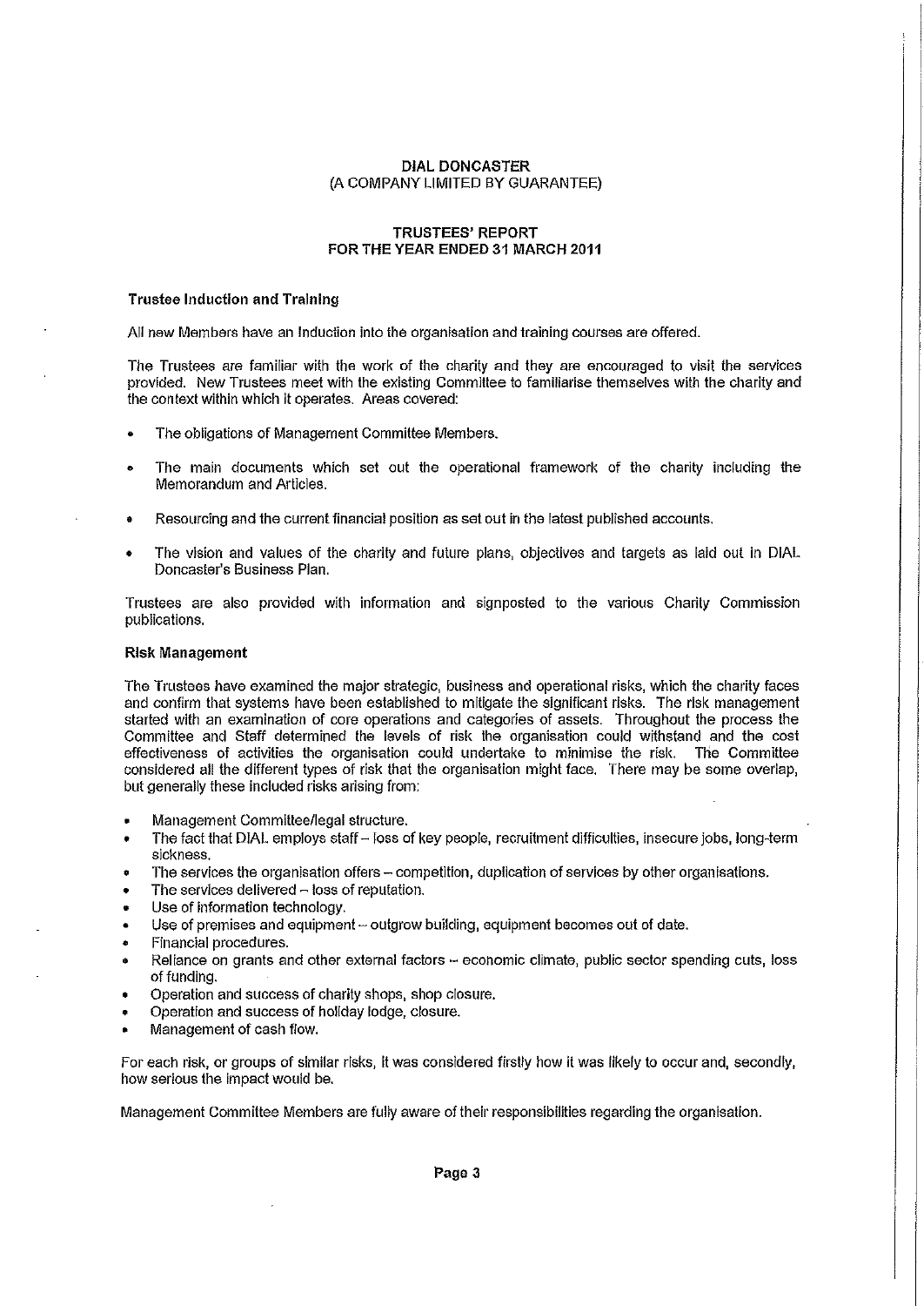**DIAL DONCASTER**
**(A COMPANY LIMITED BY GUARANTEE)**

**TRUSTEES' REPORT**
**FOR THE YEAR ENDED 31 MARCH 2011**

### Trustee Induction and Training

All new Members have an Induction into the organisation and training courses are offered.

The Trustees are familiar with the work of the charity and they are encouraged to visit the services provided. New Trustees meet with the existing Committee to familiarise themselves with the charity and the context within which it operates. Areas covered:

- The obligations of Management Committee Members.
- The main documents which set out the operational framework of the charity including the Memorandum and Articles.
- Resourcing and the current financial position as set out in the latest published accounts.
- The vision and values of the charity and future plans, objectives and targets as laid out in DIAL Doncaster's Business Plan.

Trustees are also provided with information and signposted to the various Charity Commission publications.

### Risk Management

The Trustees have examined the major strategic, business and operational risks, which the charity faces and confirm that systems have been established to mitigate the significant risks. The risk management started with an examination of core operations and categories of assets. Throughout the process the Committee and Staff determined the levels of risk the organisation could withstand and the cost effectiveness of activities the organisation could undertake to minimise the risk. The Committee considered all the different types of risk that the organisation might face. There may be some overlap, but generally these included risks arising from:

- Management Committee/legal structure.
- The fact that DIAL employs staff – loss of key people, recruitment difficulties, insecure jobs, long-term sickness.
- The services the organisation offers – competition, duplication of services by other organisations.
- The services delivered – loss of reputation.
- Use of information technology.
- Use of premises and equipment – outgrow building, equipment becomes out of date.
- Financial procedures.
- Reliance on grants and other external factors – economic climate, public sector spending cuts, loss of funding.
- Operation and success of charity shops, shop closure.
- Operation and success of holiday lodge, closure.
- Management of cash flow.

For each risk, or groups of similar risks, it was considered firstly how it was likely to occur and, secondly, how serious the impact would be.

Management Committee Members are fully aware of their responsibilities regarding the organisation.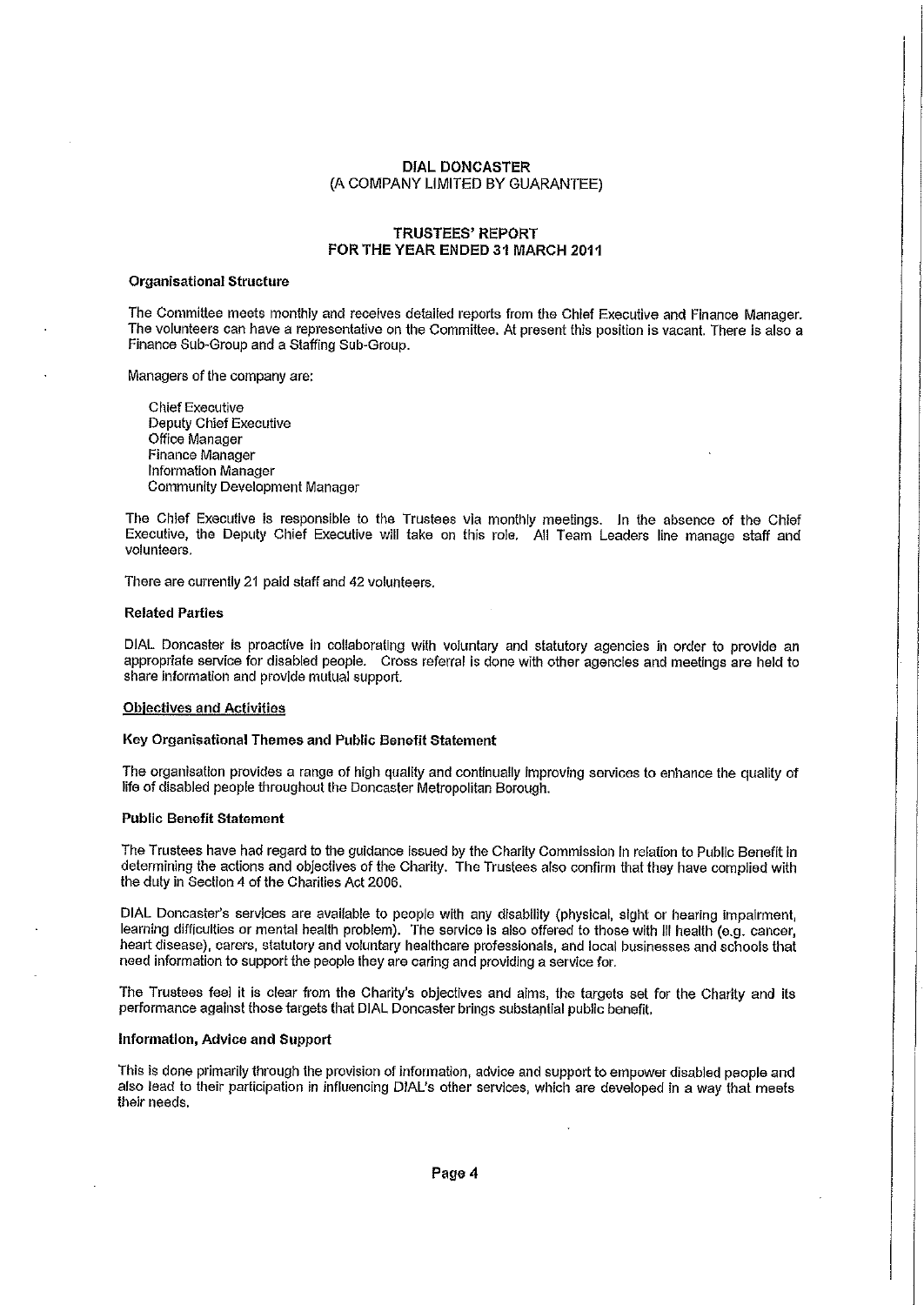**DIAL DONCASTER**
**(A COMPANY LIMITED BY GUARANTEE)**

**TRUSTEES' REPORT**
**FOR THE YEAR ENDED 31 MARCH 2011**

### Organisational Structure

The Committee meets monthly and receives detailed reports from the Chief Executive and Finance Manager. The volunteers can have a representative on the Committee. At present this position is vacant. There is also a Finance Sub-Group and a Staffing Sub-Group.

Managers of the company are:

- Chief Executive
- Deputy Chief Executive
- Office Manager
- Finance Manager
- Information Manager
- Community Development Manager

The Chief Executive is responsible to the Trustees via monthly meetings. In the absence of the Chief Executive, the Deputy Chief Executive will take on this role. All Team Leaders line manage staff and volunteers.

There are currently 21 paid staff and 42 volunteers.

### Related Parties

DIAL Doncaster is proactive in collaborating with voluntary and statutory agencies in order to provide an appropriate service for disabled people. Cross referral is done with other agencies and meetings are held to share information and provide mutual support.

## Objectives and Activities

### Key Organisational Themes and Public Benefit Statement

The organisation provides a range of high quality and continually improving services to enhance the quality of life of disabled people throughout the Doncaster Metropolitan Borough.

### Public Benefit Statement

The Trustees have had regard to the guidance issued by the Charity Commission in relation to Public Benefit in determining the actions and objectives of the Charity. The Trustees also confirm that they have complied with the duty in Section 4 of the Charities Act 2006.

DIAL Doncaster's services are available to people with any disability (physical, sight or hearing impairment, learning difficulties or mental health problem). The service is also offered to those with ill health (e.g. cancer, heart disease), carers, statutory and voluntary healthcare professionals, and local businesses and schools that need information to support the people they are caring and providing a service for.

The Trustees feel it is clear from the Charity's objectives and aims, the targets set for the Charity and its performance against those targets that DIAL Doncaster brings substantial public benefit.

### Information, Advice and Support

This is done primarily through the provision of information, advice and support to empower disabled people and also lead to their participation in influencing DIAL's other services, which are developed in a way that meets their needs.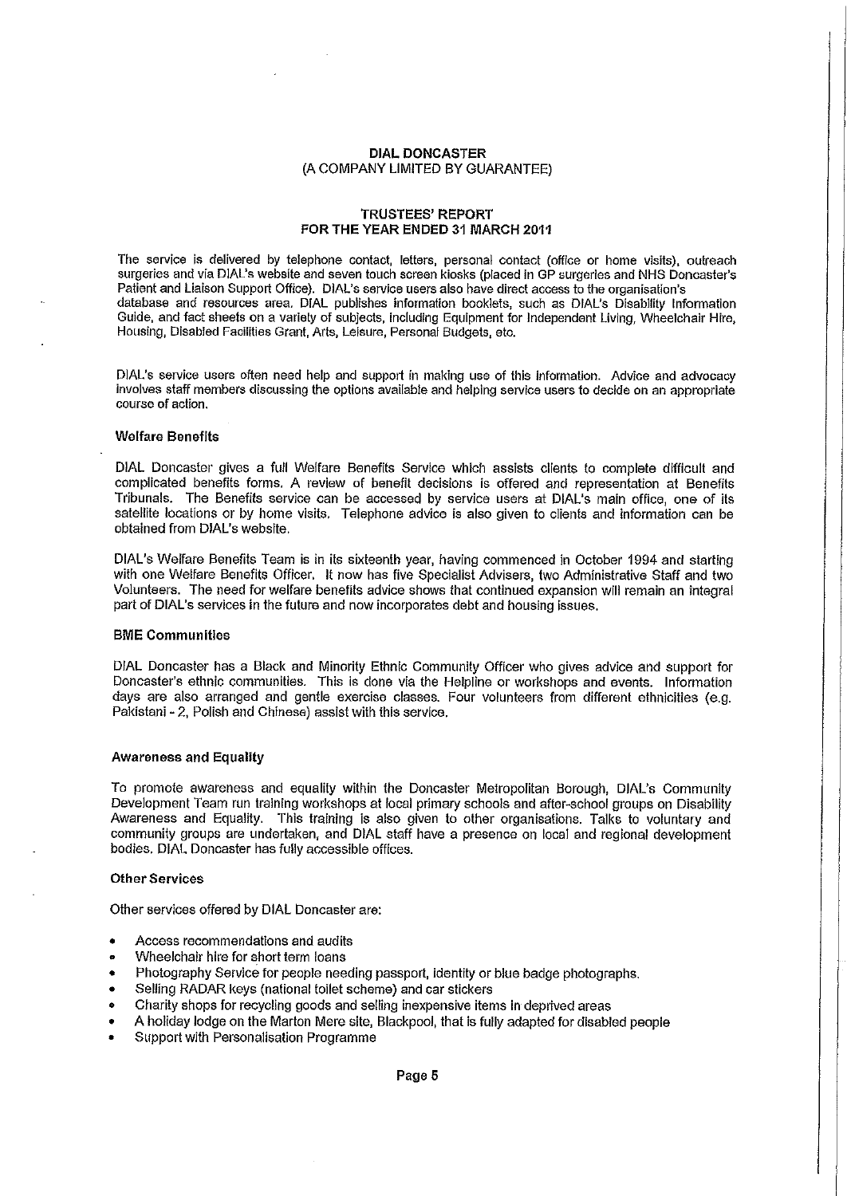DIAL DONCASTER
(A COMPANY LIMITED BY GUARANTEE)

TRUSTEES' REPORT
FOR THE YEAR ENDED 31 MARCH 2011

The service is delivered by telephone contact, letters, personal contact (office or home visits), outreach surgeries and via DIAL's website and seven touch screen kiosks (placed in GP surgeries and NHS Doncaster's Patient and Liaison Support Office). DIAL's service users also have direct access to the organisation's database and resources area. DIAL publishes information booklets, such as DIAL's Disability Information Guide, and fact sheets on a variety of subjects, including Equipment for Independent Living, Wheelchair Hire, Housing, Disabled Facilities Grant, Arts, Leisure, Personal Budgets, etc.

DIAL's service users often need help and support in making use of this information. Advice and advocacy involves staff members discussing the options available and helping service users to decide on an appropriate course of action.

### Welfare Benefits

DIAL Doncaster gives a full Welfare Benefits Service which assists clients to complete difficult and complicated benefits forms. A review of benefit decisions is offered and representation at Benefits Tribunals. The Benefits service can be accessed by service users at DIAL's main office, one of its satellite locations or by home visits. Telephone advice is also given to clients and information can be obtained from DIAL's website.

DIAL's Welfare Benefits Team is in its sixteenth year, having commenced in October 1994 and starting with one Welfare Benefits Officer. It now has five Specialist Advisers, two Administrative Staff and two Volunteers. The need for welfare benefits advice shows that continued expansion will remain an integral part of DIAL's services in the future and now incorporates debt and housing issues.

### BME Communities

DIAL Doncaster has a Black and Minority Ethnic Community Officer who gives advice and support for Doncaster's ethnic communities. This is done via the Helpline or workshops and events. Information days are also arranged and gentle exercise classes. Four volunteers from different ethnicities (e.g. Pakistani - 2, Polish and Chinese) assist with this service.

### Awareness and Equality

To promote awareness and equality within the Doncaster Metropolitan Borough, DIAL's Community Development Team run training workshops at local primary schools and after-school groups on Disability Awareness and Equality. This training is also given to other organisations. Talks to voluntary and community groups are undertaken, and DIAL staff have a presence on local and regional development bodies. DIAL Doncaster has fully accessible offices.

### Other Services

Other services offered by DIAL Doncaster are:

- Access recommendations and audits
- Wheelchair hire for short term loans
- Photography Service for people needing passport, identity or blue badge photographs.
- Selling RADAR keys (national toilet scheme) and car stickers
- Charity shops for recycling goods and selling inexpensive items in deprived areas
- A holiday lodge on the Marton Mere site, Blackpool, that is fully adapted for disabled people
- Support with Personalisation Programme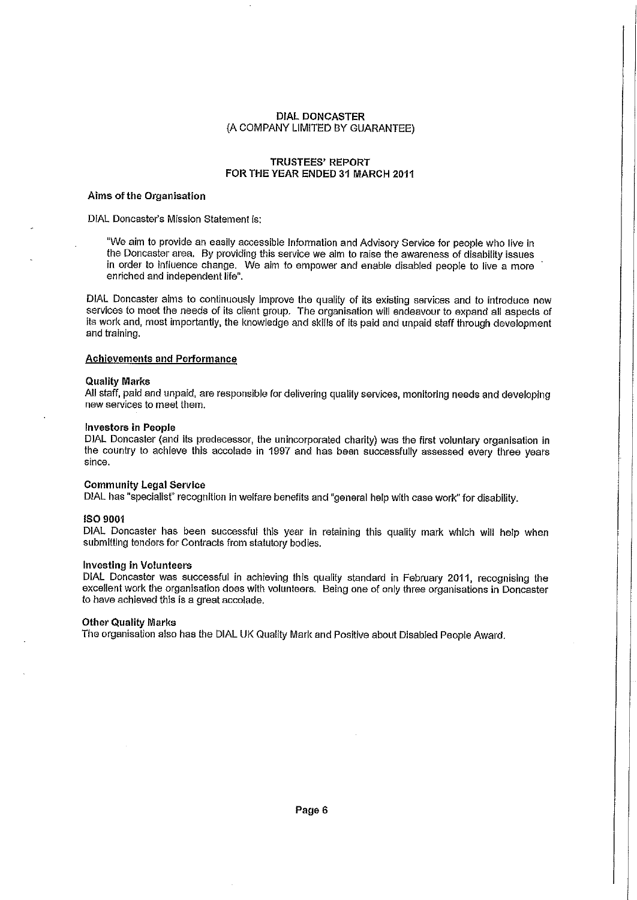**DIAL DONCASTER**
**(A COMPANY LIMITED BY GUARANTEE)**

**TRUSTEES' REPORT**
**FOR THE YEAR ENDED 31 MARCH 2011**

### Aims of the Organisation

DIAL Doncaster's Mission Statement is:

> "We aim to provide an easily accessible Information and Advisory Service for people who live in the Doncaster area. By providing this service we aim to raise the awareness of disability issues in order to influence change. We aim to empower and enable disabled people to live a more enriched and independent life".

DIAL Doncaster aims to continuously improve the quality of its existing services and to introduce new services to meet the needs of its client group. The organisation will endeavour to expand all aspects of its work and, most importantly, the knowledge and skills of its paid and unpaid staff through development and training.

### Achievements and Performance

**Quality Marks**
All staff, paid and unpaid, are responsible for delivering quality services, monitoring needs and developing new services to meet them.

**Investors in People**
DIAL Doncaster (and its predecessor, the unincorporated charity) was the first voluntary organisation in the country to achieve this accolade in 1997 and has been successfully assessed every three years since.

**Community Legal Service**
DIAL has "specialist" recognition in welfare benefits and "general help with case work" for disability.

**ISO 9001**
DIAL Doncaster has been successful this year in retaining this quality mark which will help when submitting tenders for Contracts from statutory bodies.

**Investing in Volunteers**
DIAL Doncaster was successful in achieving this quality standard in February 2011, recognising the excellent work the organisation does with volunteers. Being one of only three organisations in Doncaster to have achieved this is a great accolade.

**Other Quality Marks**
The organisation also has the DIAL UK Quality Mark and Positive about Disabled People Award.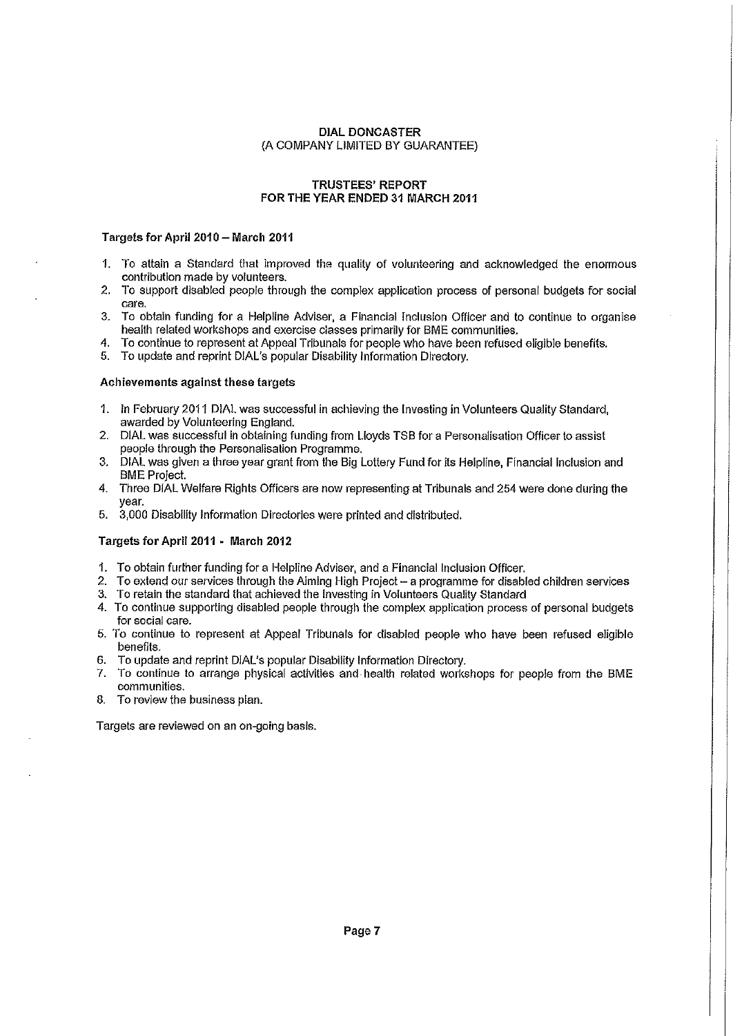DIAL DONCASTER
(A COMPANY LIMITED BY GUARANTEE)

TRUSTEES' REPORT
FOR THE YEAR ENDED 31 MARCH 2011

### Targets for April 2010 – March 2011

1. To attain a Standard that improved the quality of volunteering and acknowledged the enormous contribution made by volunteers.
2. To support disabled people through the complex application process of personal budgets for social care.
3. To obtain funding for a Helpline Adviser, a Financial Inclusion Officer and to continue to organise health related workshops and exercise classes primarily for BME communities.
4. To continue to represent at Appeal Tribunals for people who have been refused eligible benefits.
5. To update and reprint DIAL's popular Disability Information Directory.

### Achievements against these targets

1. In February 2011 DIAL was successful in achieving the Investing in Volunteers Quality Standard, awarded by Volunteering England.
2. DIAL was successful in obtaining funding from Lloyds TSB for a Personalisation Officer to assist people through the Personalisation Programme.
3. DIAL was given a three year grant from the Big Lottery Fund for its Helpline, Financial Inclusion and BME Project.
4. Three DIAL Welfare Rights Officers are now representing at Tribunals and 254 were done during the year.
5. 3,000 Disability Information Directories were printed and distributed.

### Targets for April 2011 - March 2012

1. To obtain further funding for a Helpline Adviser, and a Financial Inclusion Officer.
2. To extend our services through the Aiming High Project – a programme for disabled children services
3. To retain the standard that achieved the Investing in Volunteers Quality Standard
4. To continue supporting disabled people through the complex application process of personal budgets for social care.
5. To continue to represent at Appeal Tribunals for disabled people who have been refused eligible benefits.
6. To update and reprint DIAL's popular Disability Information Directory.
7. To continue to arrange physical activities and health related workshops for people from the BME communities.
8. To review the business plan.

Targets are reviewed on an on-going basis.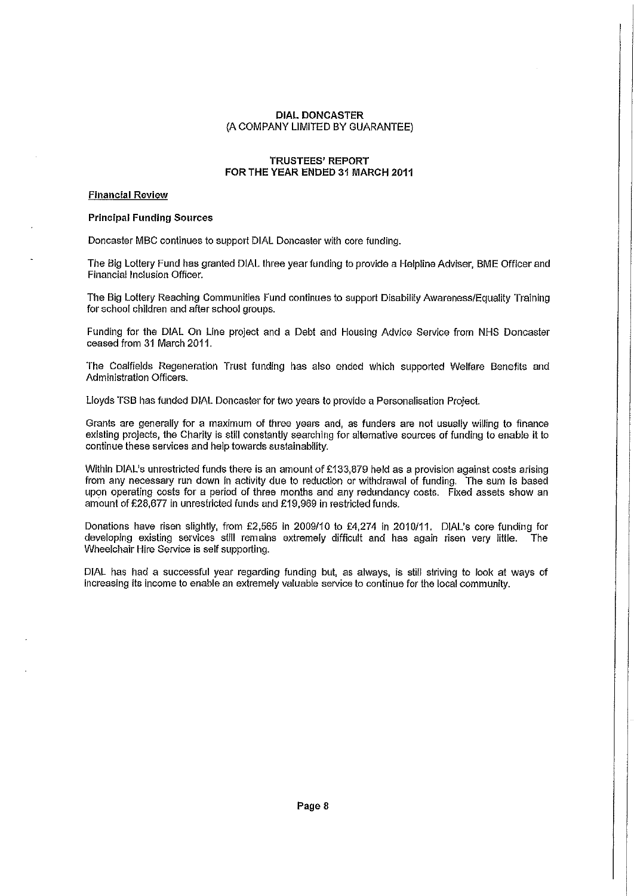DIAL DONCASTER
(A COMPANY LIMITED BY GUARANTEE)

TRUSTEES' REPORT
FOR THE YEAR ENDED 31 MARCH 2011

## Financial Review

### Principal Funding Sources

Doncaster MBC continues to support DIAL Doncaster with core funding.

The Big Lottery Fund has granted DIAL three year funding to provide a Helpline Adviser, BME Officer and Financial Inclusion Officer.

The Big Lottery Reaching Communities Fund continues to support Disability Awareness/Equality Training for school children and after school groups.

Funding for the DIAL On Line project and a Debt and Housing Advice Service from NHS Doncaster ceased from 31 March 2011.

The Coalfields Regeneration Trust funding has also ended which supported Welfare Benefits and Administration Officers.

Lloyds TSB has funded DIAL Doncaster for two years to provide a Personalisation Project.

Grants are generally for a maximum of three years and, as funders are not usually willing to finance existing projects, the Charity is still constantly searching for alternative sources of funding to enable it to continue these services and help towards sustainability.

Within DIAL's unrestricted funds there is an amount of £133,879 held as a provision against costs arising from any necessary run down in activity due to reduction or withdrawal of funding. The sum is based upon operating costs for a period of three months and any redundancy costs. Fixed assets show an amount of £28,677 in unrestricted funds and £19,969 in restricted funds.

Donations have risen slightly, from £2,565 in 2009/10 to £4,274 in 2010/11. DIAL's core funding for developing existing services still remains extremely difficult and has again risen very little. The Wheelchair Hire Service is self supporting.

DIAL has had a successful year regarding funding but, as always, is still striving to look at ways of increasing its income to enable an extremely valuable service to continue for the local community.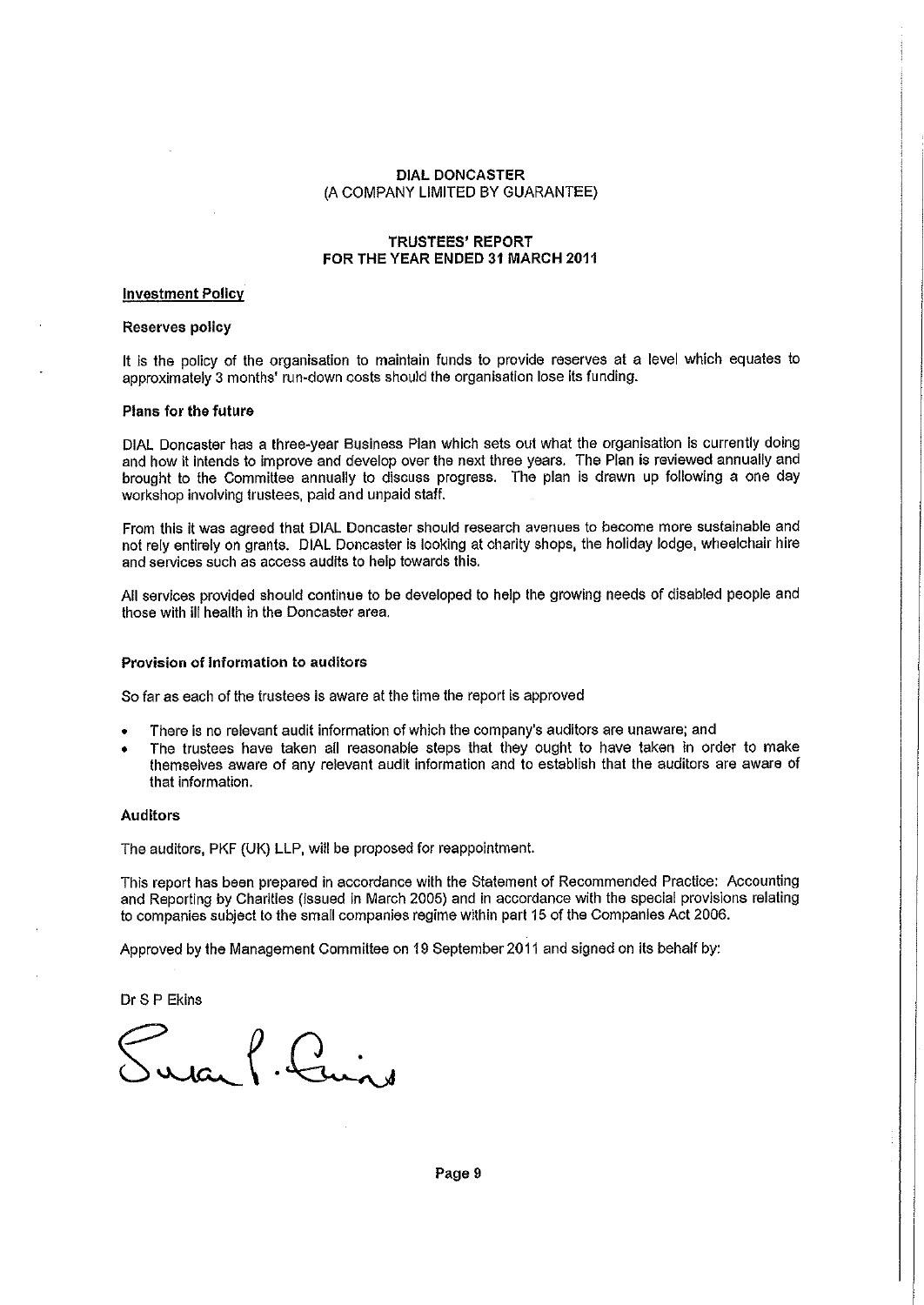DIAL DONCASTER
(A COMPANY LIMITED BY GUARANTEE)

**TRUSTEES' REPORT**
**FOR THE YEAR ENDED 31 MARCH 2011**

## Investment Policy

### Reserves policy

It is the policy of the organisation to maintain funds to provide reserves at a level which equates to approximately 3 months' run-down costs should the organisation lose its funding.

### Plans for the future

DIAL Doncaster has a three-year Business Plan which sets out what the organisation is currently doing and how it intends to improve and develop over the next three years. The Plan is reviewed annually and brought to the Committee annually to discuss progress. The plan is drawn up following a one day workshop involving trustees, paid and unpaid staff.

From this it was agreed that DIAL Doncaster should research avenues to become more sustainable and not rely entirely on grants. DIAL Doncaster is looking at charity shops, the holiday lodge, wheelchair hire and services such as access audits to help towards this.

All services provided should continue to be developed to help the growing needs of disabled people and those with ill health in the Doncaster area.

### Provision of information to auditors

So far as each of the trustees is aware at the time the report is approved

- There is no relevant audit information of which the company's auditors are unaware; and
- The trustees have taken all reasonable steps that they ought to have taken in order to make themselves aware of any relevant audit information and to establish that the auditors are aware of that information.

### Auditors

The auditors, PKF (UK) LLP, will be proposed for reappointment.

This report has been prepared in accordance with the Statement of Recommended Practice: Accounting and Reporting by Charities (issued in March 2005) and in accordance with the special provisions relating to companies subject to the small companies regime within part 15 of the Companies Act 2006.

Approved by the Management Committee on 19 September 2011 and signed on its behalf by:

Dr S P Ekins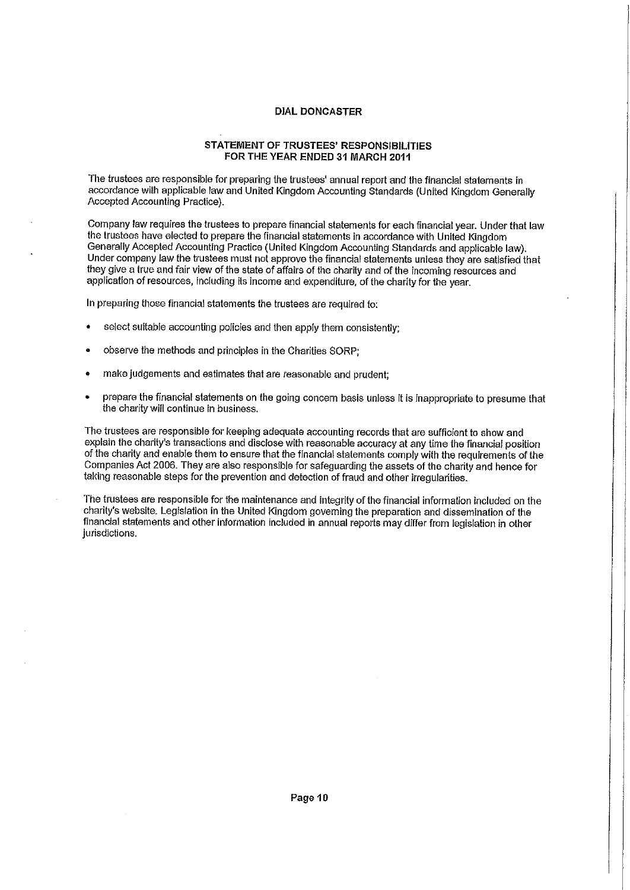# DIAL DONCASTER

## STATEMENT OF TRUSTEES' RESPONSIBILITIES
## FOR THE YEAR ENDED 31 MARCH 2011

The trustees are responsible for preparing the trustees' annual report and the financial statements in accordance with applicable law and United Kingdom Accounting Standards (United Kingdom Generally Accepted Accounting Practice).

Company law requires the trustees to prepare financial statements for each financial year. Under that law the trustees have elected to prepare the financial statements in accordance with United Kingdom Generally Accepted Accounting Practice (United Kingdom Accounting Standards and applicable law). Under company law the trustees must not approve the financial statements unless they are satisfied that they give a true and fair view of the state of affairs of the charity and of the incoming resources and application of resources, including its income and expenditure, of the charity for the year.

In preparing those financial statements the trustees are required to:

- select suitable accounting policies and then apply them consistently;
- observe the methods and principles in the Charities SORP;
- make judgements and estimates that are reasonable and prudent;
- prepare the financial statements on the going concern basis unless it is inappropriate to presume that the charity will continue in business.

The trustees are responsible for keeping adequate accounting records that are sufficient to show and explain the charity's transactions and disclose with reasonable accuracy at any time the financial position of the charity and enable them to ensure that the financial statements comply with the requirements of the Companies Act 2006. They are also responsible for safeguarding the assets of the charity and hence for taking reasonable steps for the prevention and detection of fraud and other irregularities.

The trustees are responsible for the maintenance and integrity of the financial information included on the charity's website. Legislation in the United Kingdom governing the preparation and dissemination of the financial statements and other information included in annual reports may differ from legislation in other jurisdictions.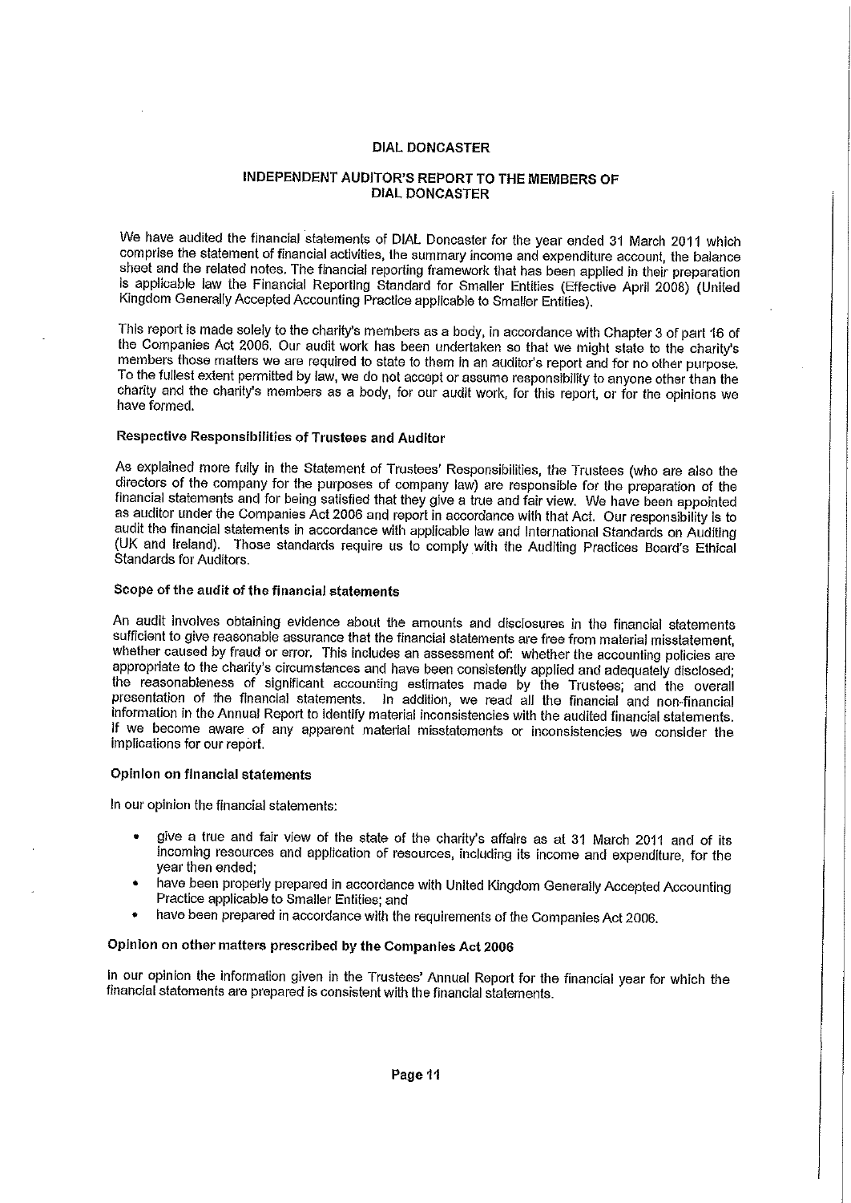# DIAL DONCASTER

## INDEPENDENT AUDITOR'S REPORT TO THE MEMBERS OF DIAL DONCASTER

We have audited the financial statements of DIAL Doncaster for the year ended 31 March 2011 which comprise the statement of financial activities, the summary income and expenditure account, the balance sheet and the related notes. The financial reporting framework that has been applied in their preparation is applicable law the Financial Reporting Standard for Smaller Entities (Effective April 2008) (United Kingdom Generally Accepted Accounting Practice applicable to Smaller Entities).

This report is made solely to the charity's members as a body, in accordance with Chapter 3 of part 16 of the Companies Act 2006. Our audit work has been undertaken so that we might state to the charity's members those matters we are required to state to them in an auditor's report and for no other purpose. To the fullest extent permitted by law, we do not accept or assume responsibility to anyone other than the charity and the charity's members as a body, for our audit work, for this report, or for the opinions we have formed.

### Respective Responsibilities of Trustees and Auditor

As explained more fully in the Statement of Trustees' Responsibilities, the Trustees (who are also the directors of the company for the purposes of company law) are responsible for the preparation of the financial statements and for being satisfied that they give a true and fair view. We have been appointed as auditor under the Companies Act 2006 and report in accordance with that Act. Our responsibility is to audit the financial statements in accordance with applicable law and International Standards on Auditing (UK and Ireland). Those standards require us to comply with the Auditing Practices Board's Ethical Standards for Auditors.

### Scope of the audit of the financial statements

An audit involves obtaining evidence about the amounts and disclosures in the financial statements sufficient to give reasonable assurance that the financial statements are free from material misstatement, whether caused by fraud or error. This includes an assessment of: whether the accounting policies are appropriate to the charity's circumstances and have been consistently applied and adequately disclosed; the reasonableness of significant accounting estimates made by the Trustees; and the overall presentation of the financial statements. In addition, we read all the financial and non-financial information in the Annual Report to identify material inconsistencies with the audited financial statements. If we become aware of any apparent material misstatements or inconsistencies we consider the implications for our report.

### Opinion on financial statements

In our opinion the financial statements:

- give a true and fair view of the state of the charity's affairs as at 31 March 2011 and of its incoming resources and application of resources, including its income and expenditure, for the year then ended;
- have been properly prepared in accordance with United Kingdom Generally Accepted Accounting Practice applicable to Smaller Entities; and
- have been prepared in accordance with the requirements of the Companies Act 2006.

### Opinion on other matters prescribed by the Companies Act 2006

In our opinion the information given in the Trustees' Annual Report for the financial year for which the financial statements are prepared is consistent with the financial statements.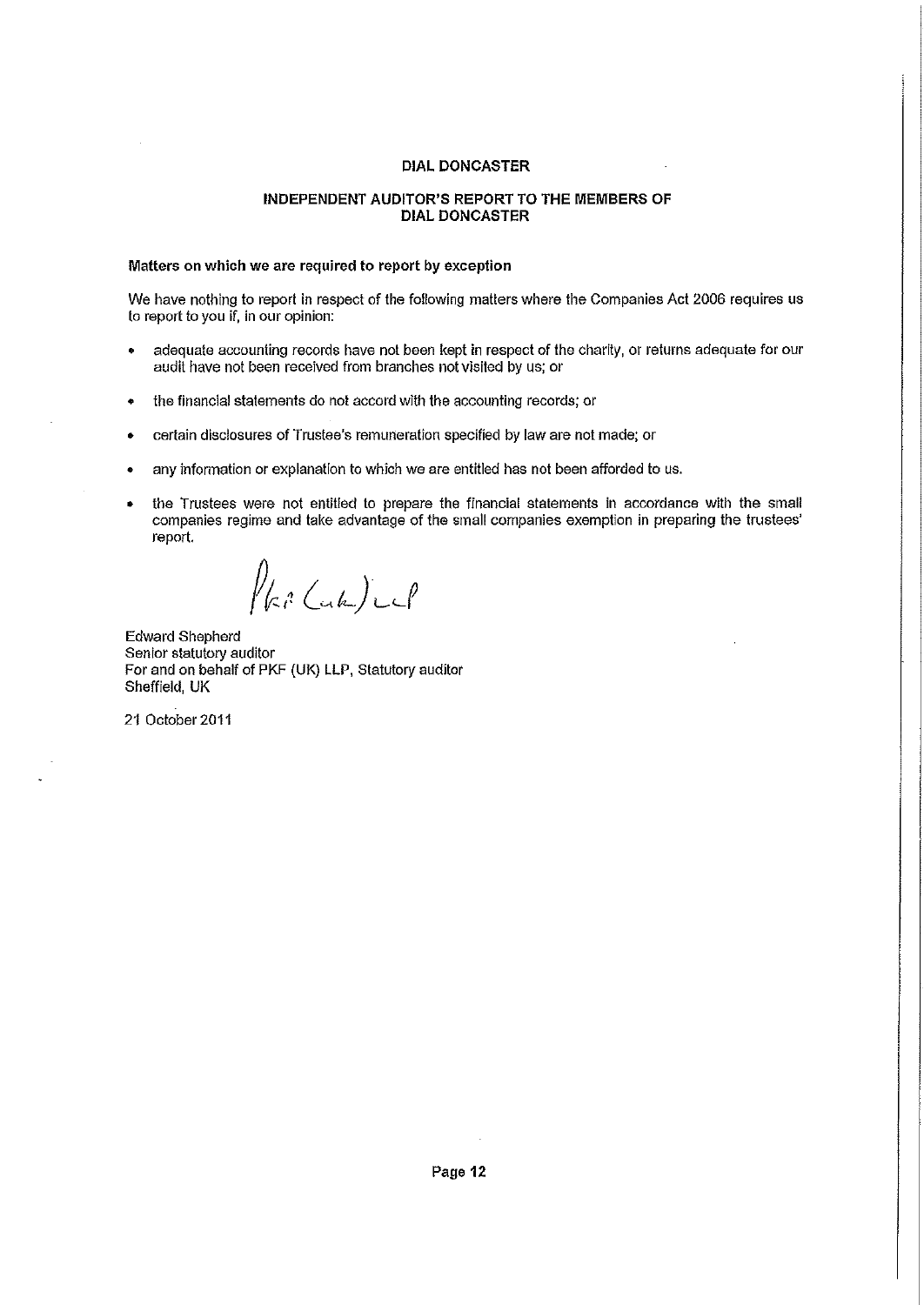## DIAL DONCASTER

## INDEPENDENT AUDITOR'S REPORT TO THE MEMBERS OF DIAL DONCASTER

### Matters on which we are required to report by exception

We have nothing to report in respect of the following matters where the Companies Act 2006 requires us to report to you if, in our opinion:

- adequate accounting records have not been kept in respect of the charity, or returns adequate for our audit have not been received from branches not visited by us; or
- the financial statements do not accord with the accounting records; or
- certain disclosures of Trustee's remuneration specified by law are not made; or
- any information or explanation to which we are entitled has not been afforded to us.
- the Trustees were not entitled to prepare the financial statements in accordance with the small companies regime and take advantage of the small companies exemption in preparing the trustees' report.

PKF (UK) LLP

Edward Shepherd
Senior statutory auditor
For and on behalf of PKF (UK) LLP, Statutory auditor
Sheffield, UK

21 October 2011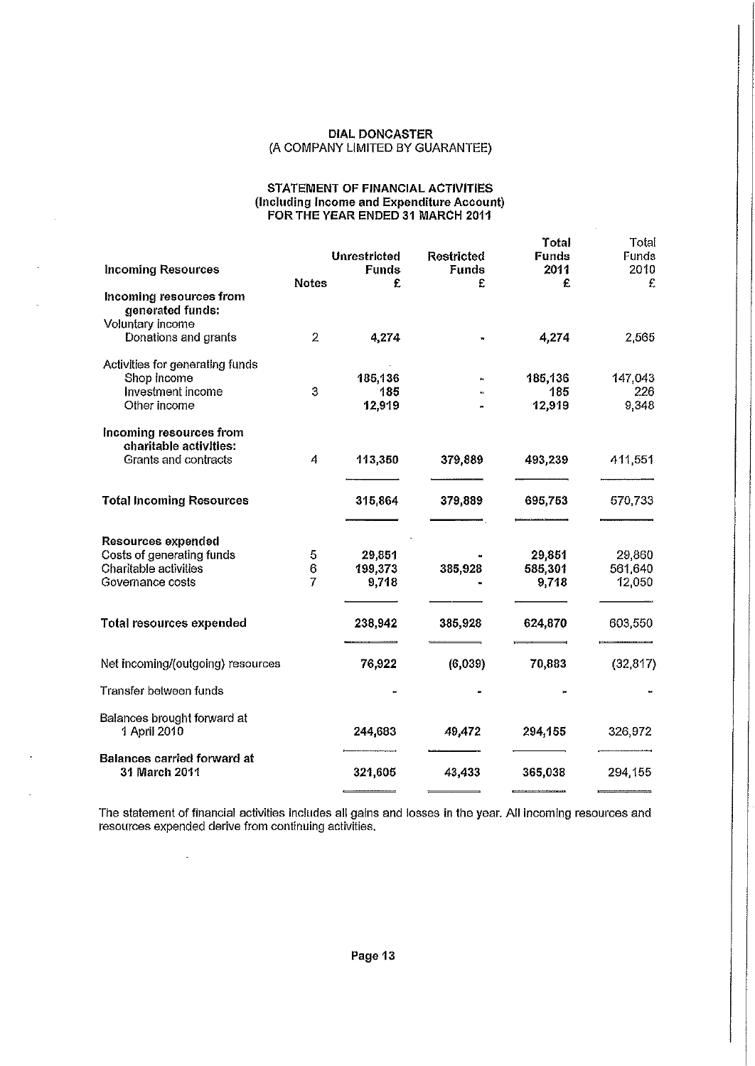# DIAL DONCASTER
(A COMPANY LIMITED BY GUARANTEE)

## STATEMENT OF FINANCIAL ACTIVITIES
(Including Income and Expenditure Account)
FOR THE YEAR ENDED 31 MARCH 2011

| Incoming Resources | Notes | Unrestricted Funds £ | Restricted Funds £ | Total Funds 2011 £ | Total Funds 2010 £ |
|---|---|---|---|---|---|
| **Incoming resources from generated funds:** | | | | | |
| Voluntary income | | | | | |
| Donations and grants | 2 | **4,274** | - | **4,274** | 2,565 |
| Activities for generating funds | | | | | |
| Shop income | | **185,136** | - | **185,136** | 147,043 |
| Investment income | 3 | **185** | - | **185** | 226 |
| Other income | | **12,919** | - | **12,919** | 9,348 |
| **Incoming resources from charitable activities:** | | | | | |
| Grants and contracts | 4 | **113,350** | **379,889** | **493,239** | 411,551 |
| **Total Incoming Resources** | | **315,864** | **379,889** | **695,753** | 570,733 |
| **Resources expended** | | | | | |
| Costs of generating funds | 5 | **29,851** | - | **29,851** | 29,860 |
| Charitable activities | 6 | **199,373** | **385,928** | **585,301** | 561,640 |
| Governance costs | 7 | **9,718** | - | **9,718** | 12,050 |
| **Total resources expended** | | **238,942** | **385,928** | **624,870** | 603,550 |
| Net incoming/(outgoing) resources | | **76,922** | **(6,039)** | **70,883** | (32,817) |
| Transfer between funds | | - | - | - | - |
| Balances brought forward at 1 April 2010 | | **244,683** | **49,472** | **294,155** | 326,972 |
| **Balances carried forward at 31 March 2011** | | **321,605** | **43,433** | **365,038** | 294,155 |

The statement of financial activities includes all gains and losses in the year. All incoming resources and resources expended derive from continuing activities.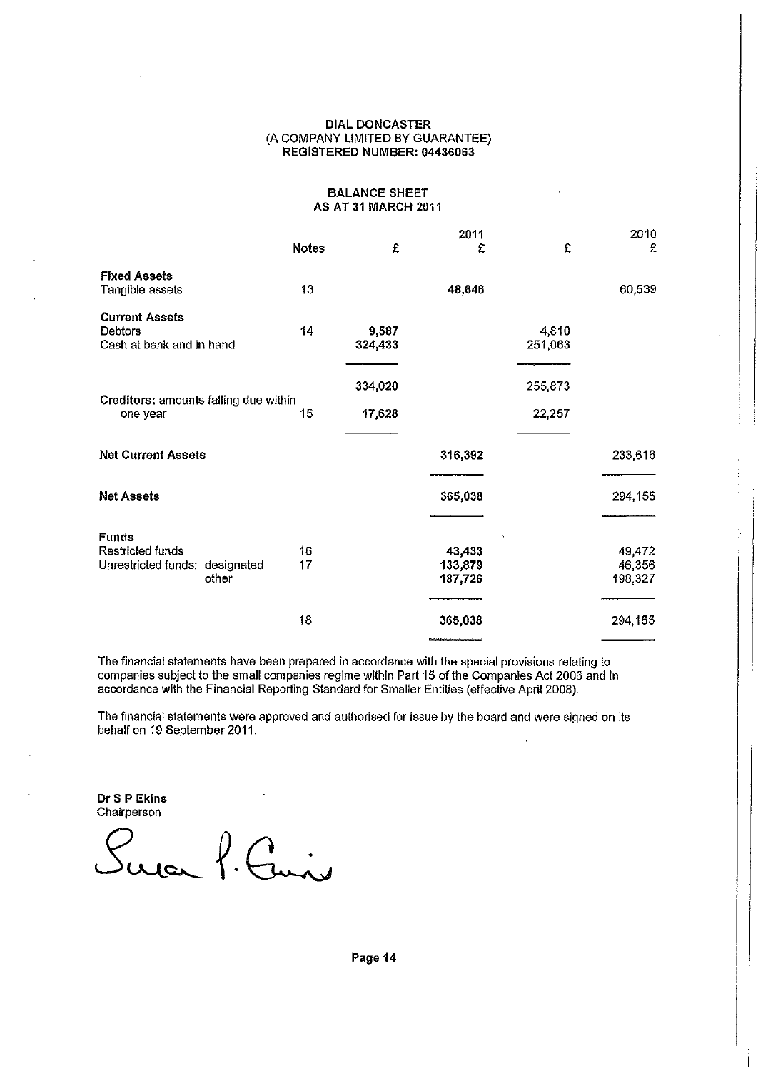**DIAL DONCASTER**
(A COMPANY LIMITED BY GUARANTEE)
**REGISTERED NUMBER: 04436063**

**BALANCE SHEET**
**AS AT 31 MARCH 2011**

| | Notes | £ | 2011 £ | £ | 2010 £ |
|---|---|---|---|---|---|
| **Fixed Assets** | | | | | |
| Tangible assets | 13 | | **48,646** | | 60,539 |
| **Current Assets** | | | | | |
| Debtors | 14 | **9,587** | | 4,810 | |
| Cash at bank and in hand | | **324,433** | | 251,063 | |
| | | **334,020** | | 255,873 | |
| **Creditors:** amounts falling due within one year | 15 | **17,628** | | 22,257 | |
| **Net Current Assets** | | | **316,392** | | 233,616 |
| **Net Assets** | | | **365,038** | | 294,155 |
| **Funds** | | | | | |
| Restricted funds | 16 | | **43,433** | | 49,472 |
| Unrestricted funds: designated | 17 | | **133,879** | | 46,356 |
| other | | | **187,726** | | 198,327 |
| | 18 | | **365,038** | | 294,155 |

The financial statements have been prepared in accordance with the special provisions relating to companies subject to the small companies regime within Part 15 of the Companies Act 2006 and in accordance with the Financial Reporting Standard for Smaller Entities (effective April 2008).

The financial statements were approved and authorised for issue by the board and were signed on its behalf on 19 September 2011.

**Dr S P Ekins**
Chairperson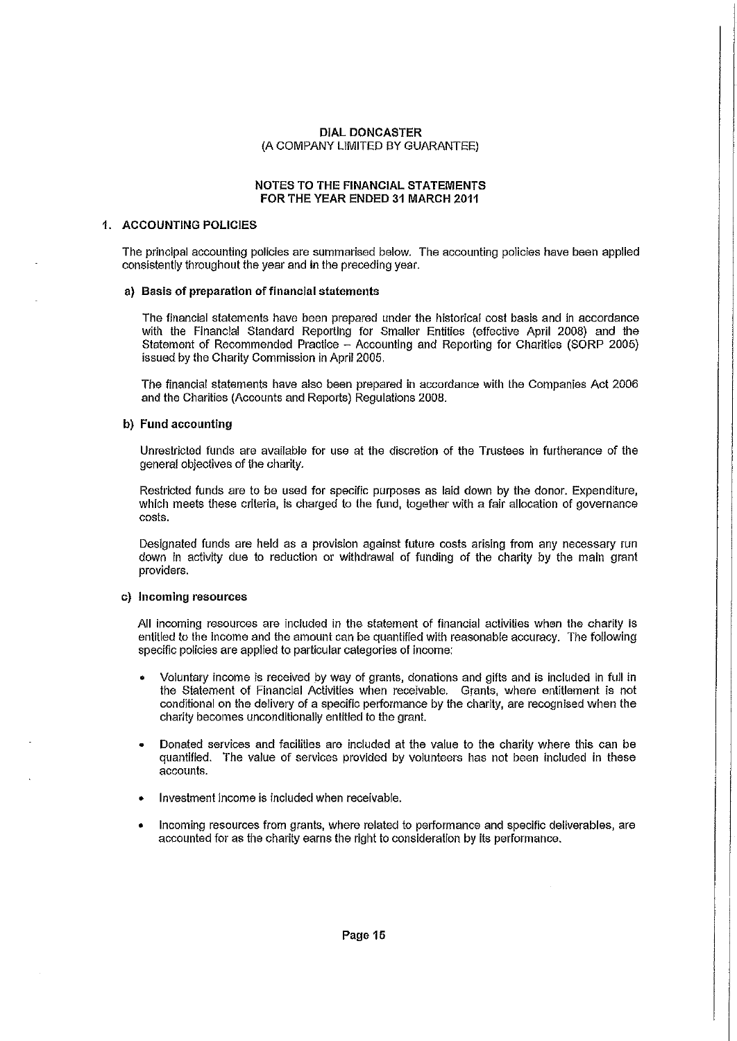**DIAL DONCASTER**
(A COMPANY LIMITED BY GUARANTEE)

**NOTES TO THE FINANCIAL STATEMENTS**
**FOR THE YEAR ENDED 31 MARCH 2011**

## 1. ACCOUNTING POLICIES

The principal accounting policies are summarised below. The accounting policies have been applied consistently throughout the year and in the preceding year.

### a) Basis of preparation of financial statements

The financial statements have been prepared under the historical cost basis and in accordance with the Financial Standard Reporting for Smaller Entities (effective April 2008) and the Statement of Recommended Practice – Accounting and Reporting for Charities (SORP 2005) issued by the Charity Commission in April 2005.

The financial statements have also been prepared in accordance with the Companies Act 2006 and the Charities (Accounts and Reports) Regulations 2008.

### b) Fund accounting

Unrestricted funds are available for use at the discretion of the Trustees in furtherance of the general objectives of the charity.

Restricted funds are to be used for specific purposes as laid down by the donor. Expenditure, which meets these criteria, is charged to the fund, together with a fair allocation of governance costs.

Designated funds are held as a provision against future costs arising from any necessary run down in activity due to reduction or withdrawal of funding of the charity by the main grant providers.

### c) Incoming resources

All incoming resources are included in the statement of financial activities when the charity is entitled to the income and the amount can be quantified with reasonable accuracy. The following specific policies are applied to particular categories of income:

- Voluntary income is received by way of grants, donations and gifts and is included in full in the Statement of Financial Activities when receivable. Grants, where entitlement is not conditional on the delivery of a specific performance by the charity, are recognised when the charity becomes unconditionally entitled to the grant.
- Donated services and facilities are included at the value to the charity where this can be quantified. The value of services provided by volunteers has not been included in these accounts.
- Investment income is included when receivable.
- Incoming resources from grants, where related to performance and specific deliverables, are accounted for as the charity earns the right to consideration by its performance.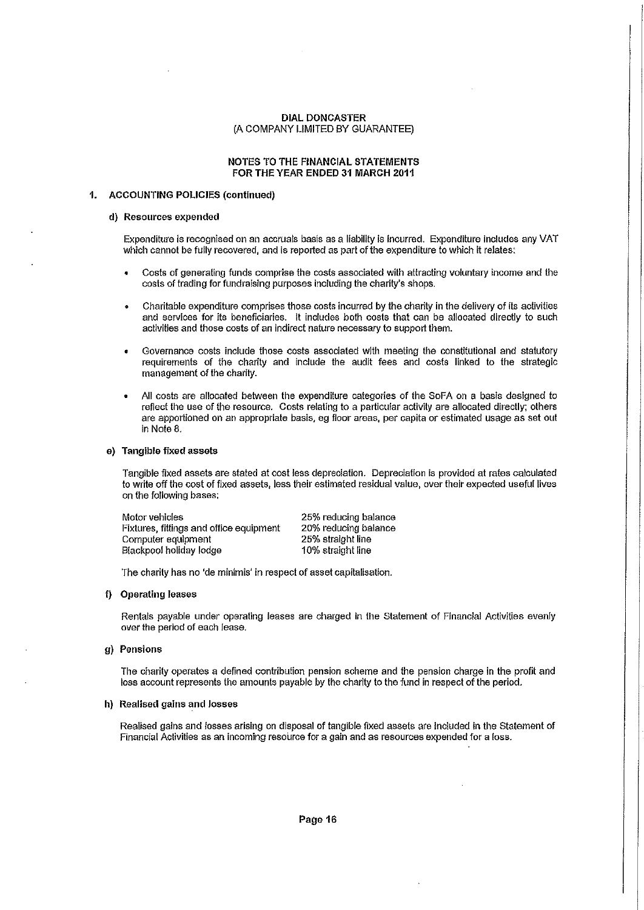DIAL DONCASTER
(A COMPANY LIMITED BY GUARANTEE)

NOTES TO THE FINANCIAL STATEMENTS
FOR THE YEAR ENDED 31 MARCH 2011

## 1. ACCOUNTING POLICIES (continued)

### d) Resources expended

Expenditure is recognised on an accruals basis as a liability is incurred. Expenditure includes any VAT which cannot be fully recovered, and is reported as part of the expenditure to which it relates:

- Costs of generating funds comprise the costs associated with attracting voluntary income and the costs of trading for fundraising purposes including the charity's shops.
- Charitable expenditure comprises those costs incurred by the charity in the delivery of its activities and services for its beneficiaries. It includes both costs that can be allocated directly to such activities and those costs of an indirect nature necessary to support them.
- Governance costs include those costs associated with meeting the constitutional and statutory requirements of the charity and include the audit fees and costs linked to the strategic management of the charity.
- All costs are allocated between the expenditure categories of the SoFA on a basis designed to reflect the use of the resource. Costs relating to a particular activity are allocated directly; others are apportioned on an appropriate basis, eg floor areas, per capita or estimated usage as set out in Note 8.

### e) Tangible fixed assets

Tangible fixed assets are stated at cost less depreciation. Depreciation is provided at rates calculated to write off the cost of fixed assets, less their estimated residual value, over their expected useful lives on the following bases:

| | |
|---|---|
| Motor vehicles | 25% reducing balance |
| Fixtures, fittings and office equipment | 20% reducing balance |
| Computer equipment | 25% straight line |
| Blackpool holiday lodge | 10% straight line |

The charity has no 'de minimis' in respect of asset capitalisation.

### f) Operating leases

Rentals payable under operating leases are charged in the Statement of Financial Activities evenly over the period of each lease.

### g) Pensions

The charity operates a defined contribution pension scheme and the pension charge in the profit and loss account represents the amounts payable by the charity to the fund in respect of the period.

### h) Realised gains and losses

Realised gains and losses arising on disposal of tangible fixed assets are included in the Statement of Financial Activities as an incoming resource for a gain and as resources expended for a loss.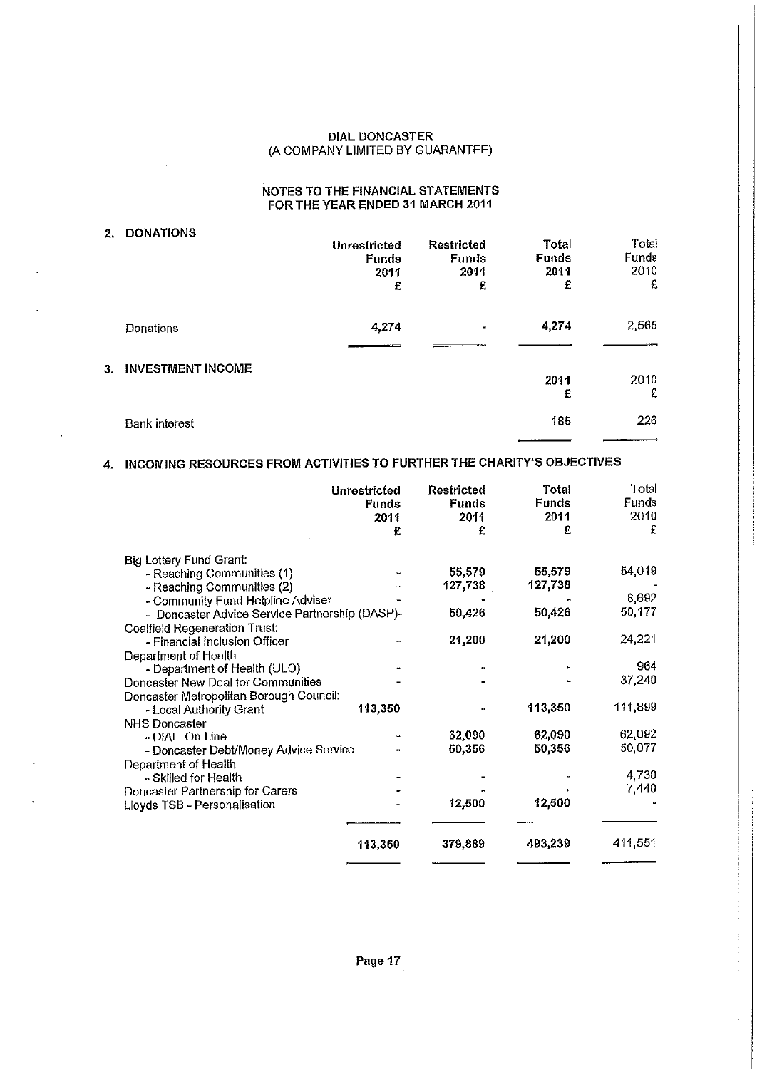DIAL DONCASTER
(A COMPANY LIMITED BY GUARANTEE)

NOTES TO THE FINANCIAL STATEMENTS
FOR THE YEAR ENDED 31 MARCH 2011

## 2. DONATIONS

| | Unrestricted Funds 2011 £ | Restricted Funds 2011 £ | Total Funds 2011 £ | Total Funds 2010 £ |
|---|---|---|---|---|
| Donations | 4,274 | - | 4,274 | 2,565 |

## 3. INVESTMENT INCOME

| | 2011 £ | 2010 £ |
|---|---|---|
| Bank interest | 185 | 226 |

## 4. INCOMING RESOURCES FROM ACTIVITIES TO FURTHER THE CHARITY'S OBJECTIVES

| | Unrestricted Funds 2011 £ | Restricted Funds 2011 £ | Total Funds 2011 £ | Total Funds 2010 £ |
|---|---|---|---|---|
| Big Lottery Fund Grant: | | | | |
| - Reaching Communities (1) | - | 55,579 | 55,579 | 54,019 |
| - Reaching Communities (2) | - | 127,738 | 127,738 | - |
| - Community Fund Helpline Adviser | - | - | - | 8,692 |
| - Doncaster Advice Service Partnership (DASP)- | | 50,426 | 50,426 | 50,177 |
| Coalfield Regeneration Trust: | | | | |
| - Financial Inclusion Officer | - | 21,200 | 21,200 | 24,221 |
| Department of Health | | | | |
| - Department of Health (ULO) | - | - | - | 964 |
| Doncaster New Deal for Communities | - | - | - | 37,240 |
| Doncaster Metropolitan Borough Council: | | | | |
| - Local Authority Grant | 113,350 | - | 113,350 | 111,899 |
| NHS Doncaster | | | | |
| - DIAL On Line | - | 62,090 | 62,090 | 62,092 |
| - Doncaster Debt/Money Advice Service | - | 50,356 | 50,356 | 50,077 |
| Department of Health | | | | |
| - Skilled for Health | - | - | - | 4,730 |
| Doncaster Partnership for Carers | - | - | - | 7,440 |
| Lloyds TSB - Personalisation | - | 12,500 | 12,500 | - |
| | 113,350 | 379,889 | 493,239 | 411,551 |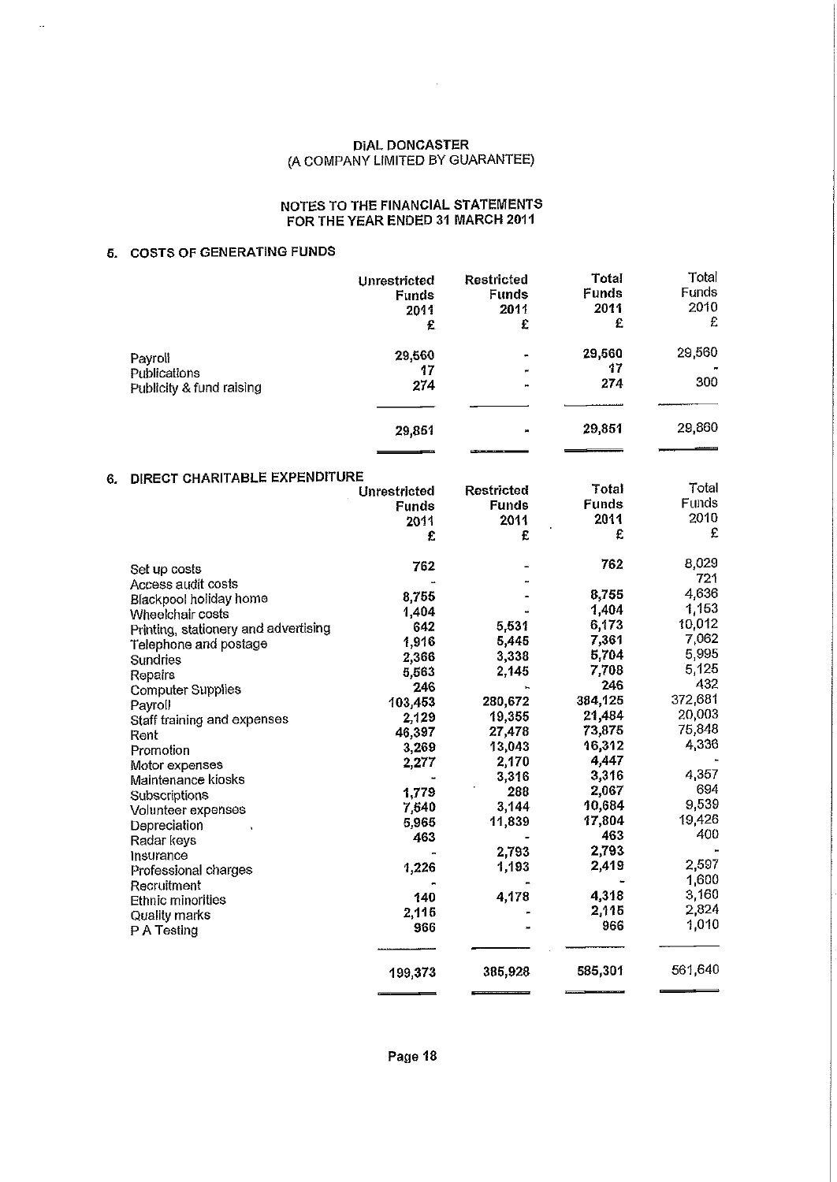# DIAL DONCASTER
(A COMPANY LIMITED BY GUARANTEE)

## NOTES TO THE FINANCIAL STATEMENTS FOR THE YEAR ENDED 31 MARCH 2011

### 5. COSTS OF GENERATING FUNDS

| | Unrestricted Funds 2011 £ | Restricted Funds 2011 £ | Total Funds 2011 £ | Total Funds 2010 £ |
|---|---|---|---|---|
| Payroll | 29,560 | - | 29,560 | 29,560 |
| Publications | 17 | - | 17 | - |
| Publicity & fund raising | 274 | - | 274 | 300 |
| | 29,851 | - | 29,851 | 29,860 |

### 6. DIRECT CHARITABLE EXPENDITURE

| | Unrestricted Funds 2011 £ | Restricted Funds 2011 £ | Total Funds 2011 £ | Total Funds 2010 £ |
|---|---|---|---|---|
| Set up costs | 762 | - | 762 | 8,029 |
| Access audit costs | - | - | | 721 |
| Blackpool holiday home | 8,755 | - | 8,755 | 4,636 |
| Wheelchair costs | 1,404 | - | 1,404 | 1,153 |
| Printing, stationery and advertising | 642 | 5,531 | 6,173 | 10,012 |
| Telephone and postage | 1,916 | 5,445 | 7,361 | 7,062 |
| Sundries | 2,366 | 3,338 | 5,704 | 5,995 |
| Repairs | 5,563 | 2,145 | 7,708 | 5,125 |
| Computer Supplies | 246 | - | 246 | 432 |
| Payroll | 103,453 | 280,672 | 384,125 | 372,681 |
| Staff training and expenses | 2,129 | 19,355 | 21,484 | 20,003 |
| Rent | 46,397 | 27,478 | 73,875 | 75,848 |
| Promotion | 3,269 | 13,043 | 16,312 | 4,336 |
| Motor expenses | 2,277 | 2,170 | 4,447 | - |
| Maintenance kiosks | - | 3,316 | 3,316 | 4,357 |
| Subscriptions | 1,779 | 288 | 2,067 | 694 |
| Volunteer expenses | 7,540 | 3,144 | 10,684 | 9,539 |
| Depreciation | 5,965 | 11,839 | 17,804 | 19,426 |
| Radar keys | 463 | - | 463 | 400 |
| Insurance | - | 2,793 | 2,793 | - |
| Professional charges | 1,226 | 1,193 | 2,419 | 2,597 |
| Recruitment | - | - | - | 1,600 |
| Ethnic minorities | 140 | 4,178 | 4,318 | 3,160 |
| Quality marks | 2,115 | - | 2,115 | 2,824 |
| P A Testing | 966 | - | 966 | 1,010 |
| | 199,373 | 385,928 | 585,301 | 561,640 |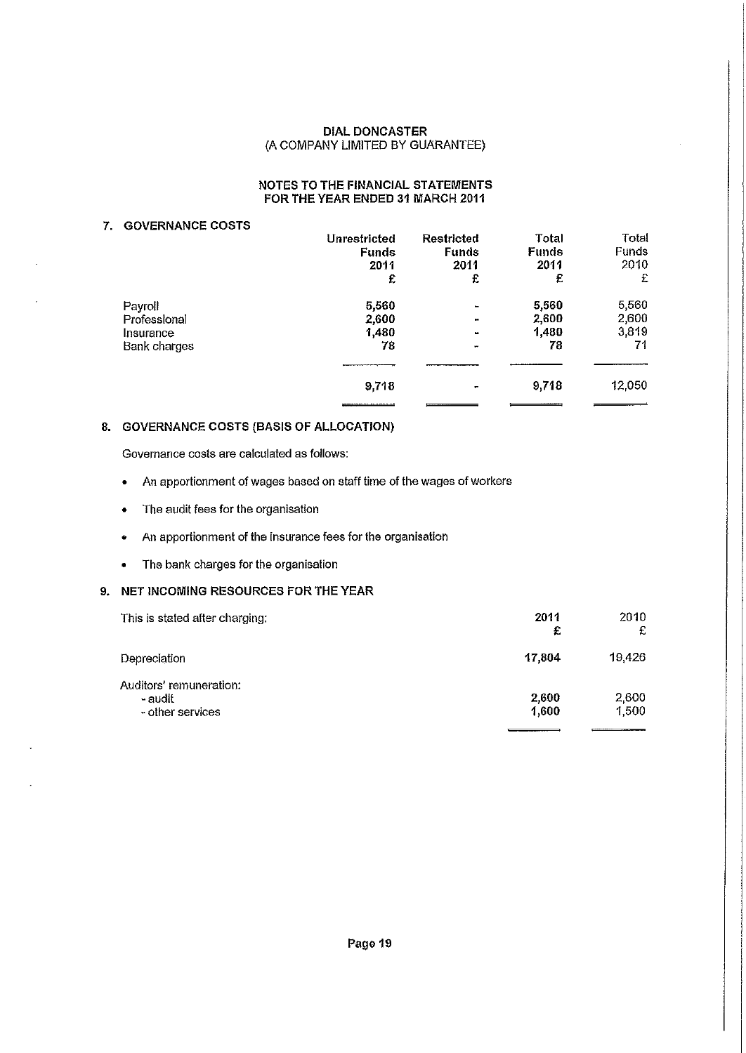**DIAL DONCASTER**
(A COMPANY LIMITED BY GUARANTEE)

**NOTES TO THE FINANCIAL STATEMENTS**
**FOR THE YEAR ENDED 31 MARCH 2011**

## 7. GOVERNANCE COSTS

| | Unrestricted Funds 2011 £ | Restricted Funds 2011 £ | Total Funds 2011 £ | Total Funds 2010 £ |
|---|---|---|---|---|
| Payroll | 5,560 | - | 5,560 | 5,560 |
| Professional | 2,600 | - | 2,600 | 2,600 |
| Insurance | 1,480 | - | 1,480 | 3,819 |
| Bank charges | 78 | - | 78 | 71 |
| | 9,718 | - | 9,718 | 12,050 |

## 8. GOVERNANCE COSTS (BASIS OF ALLOCATION)

Governance costs are calculated as follows:

- An apportionment of wages based on staff time of the wages of workers
- The audit fees for the organisation
- An apportionment of the insurance fees for the organisation
- The bank charges for the organisation

## 9. NET INCOMING RESOURCES FOR THE YEAR

| This is stated after charging: | 2011 £ | 2010 £ |
|---|---|---|
| Depreciation | 17,804 | 19,426 |
| Auditors' remuneration: | | |
| - audit | 2,600 | 2,600 |
| - other services | 1,600 | 1,500 |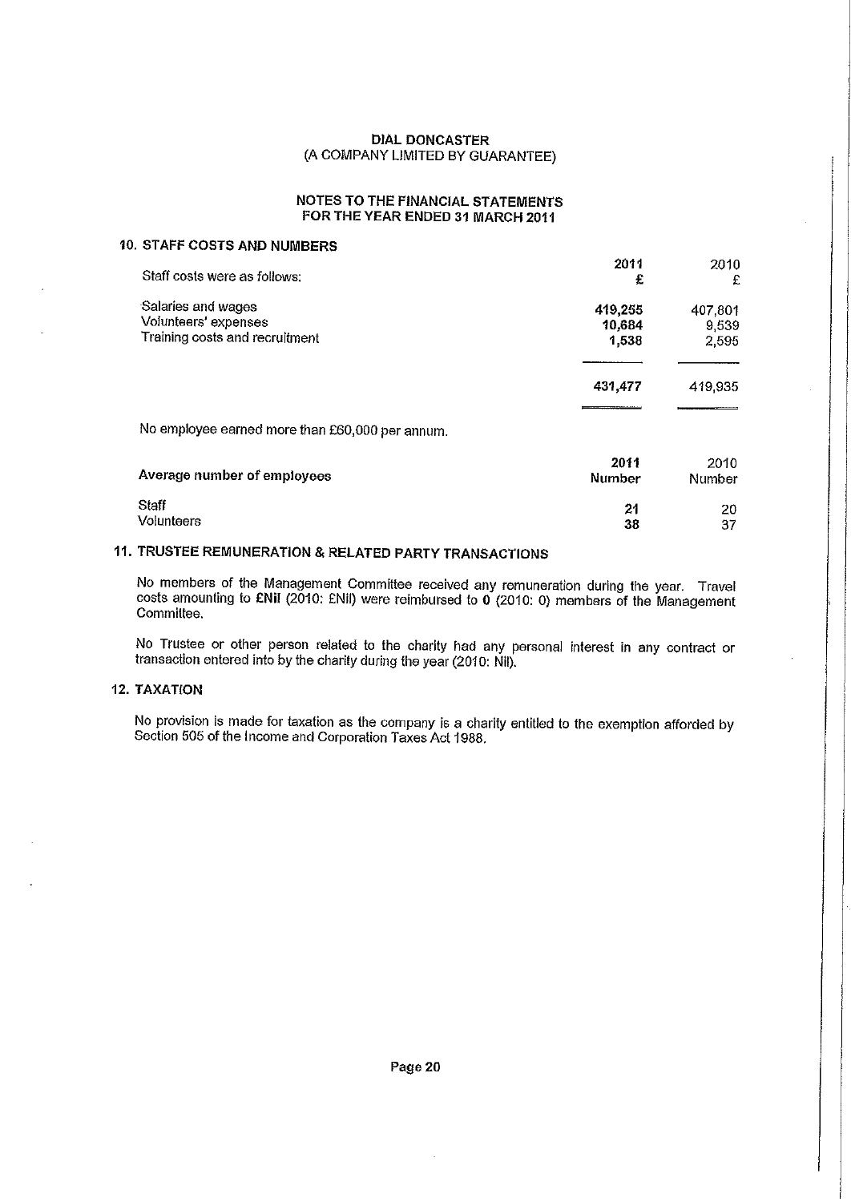**DIAL DONCASTER**
(A COMPANY LIMITED BY GUARANTEE)

**NOTES TO THE FINANCIAL STATEMENTS**
**FOR THE YEAR ENDED 31 MARCH 2011**

## 10. STAFF COSTS AND NUMBERS

| Staff costs were as follows: | 2011 £ | 2010 £ |
|---|---|---|
| Salaries and wages | **419,255** | 407,801 |
| Volunteers' expenses | **10,684** | 9,539 |
| Training costs and recruitment | **1,538** | 2,595 |
| | **431,477** | 419,935 |

No employee earned more than £60,000 per annum.

| Average number of employees | 2011 Number | 2010 Number |
|---|---|---|
| Staff | **21** | 20 |
| Volunteers | **38** | 37 |

## 11. TRUSTEE REMUNERATION & RELATED PARTY TRANSACTIONS

No members of the Management Committee received any remuneration during the year. Travel costs amounting to **£Nil** (2010: £Nil) were reimbursed to **0** (2010: 0) members of the Management Committee.

No Trustee or other person related to the charity had any personal interest in any contract or transaction entered into by the charity during the year (2010: Nil).

## 12. TAXATION

No provision is made for taxation as the company is a charity entitled to the exemption afforded by Section 505 of the Income and Corporation Taxes Act 1988.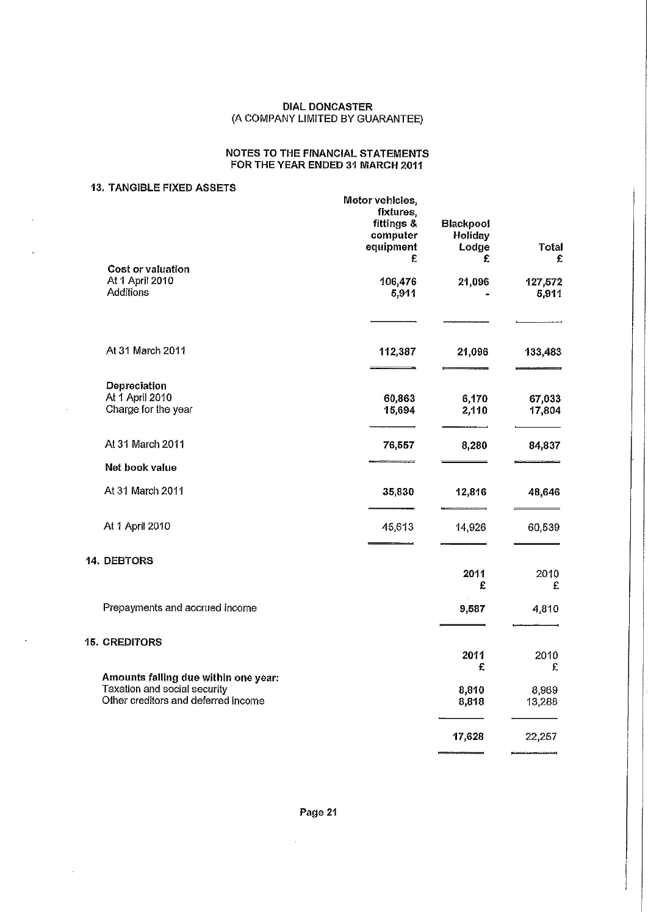DIAL DONCASTER
(A COMPANY LIMITED BY GUARANTEE)

NOTES TO THE FINANCIAL STATEMENTS
FOR THE YEAR ENDED 31 MARCH 2011

## 13. TANGIBLE FIXED ASSETS

| | Motor vehicles, fixtures, fittings & computer equipment £ | Blackpool Holiday Lodge £ | Total £ |
|---|---|---|---|
| **Cost or valuation** | | | |
| At 1 April 2010 | 106,476 | 21,096 | 127,572 |
| Additions | 5,911 | - | 5,911 |
| At 31 March 2011 | **112,387** | **21,096** | **133,483** |
| **Depreciation** | | | |
| At 1 April 2010 | 60,863 | 6,170 | 67,033 |
| Charge for the year | 15,694 | 2,110 | 17,804 |
| At 31 March 2011 | **76,557** | **8,280** | **84,837** |
| **Net book value** | | | |
| At 31 March 2011 | **35,830** | **12,816** | **48,646** |
| At 1 April 2010 | 45,613 | 14,926 | 60,539 |

## 14. DEBTORS

| | 2011 £ | 2010 £ |
|---|---|---|
| Prepayments and accrued income | **9,587** | 4,810 |

## 15. CREDITORS

| | 2011 £ | 2010 £ |
|---|---|---|
| **Amounts falling due within one year:** | | |
| Taxation and social security | 8,810 | 8,969 |
| Other creditors and deferred income | 8,818 | 13,288 |
| | **17,628** | 22,257 |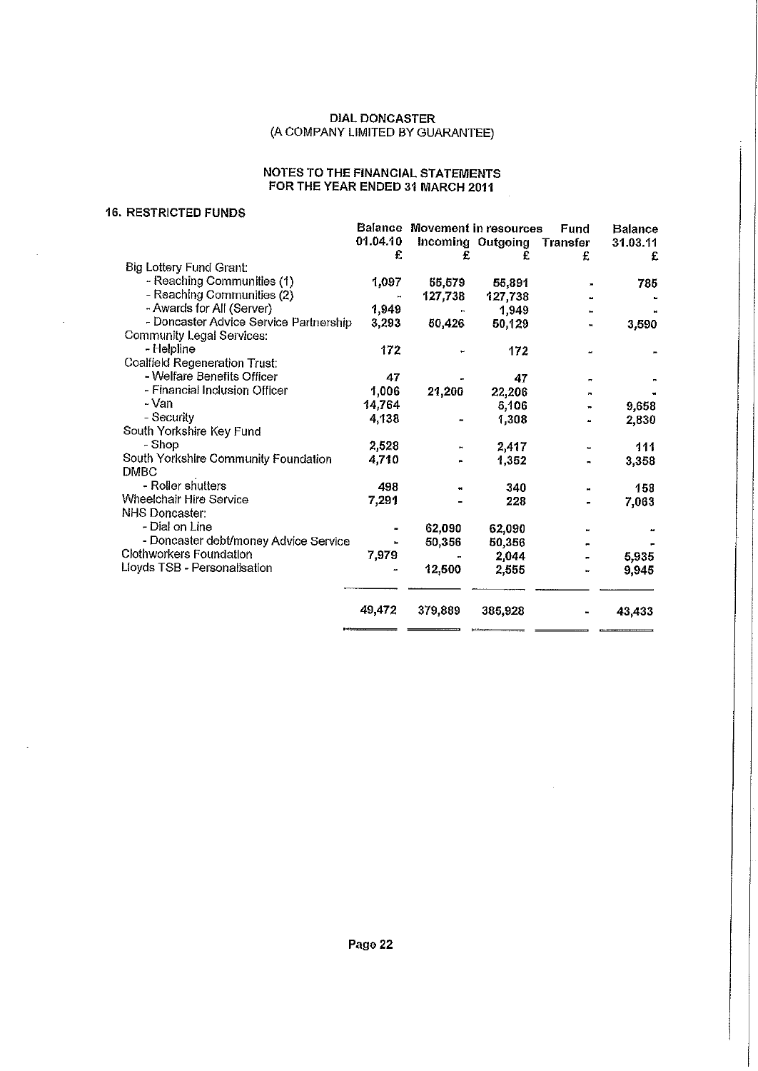DIAL DONCASTER
(A COMPANY LIMITED BY GUARANTEE)

NOTES TO THE FINANCIAL STATEMENTS
FOR THE YEAR ENDED 31 MARCH 2011

## 16. RESTRICTED FUNDS

| | Balance 01.04.10 | Movement in resources | | Fund Transfer | Balance 31.03.11 |
|---|---|---|---|---|---|
| | | Incoming | Outgoing | | |
| | £ | £ | £ | £ | £ |
| Big Lottery Fund Grant: | | | | | |
| - Reaching Communities (1) | 1,097 | 55,579 | 55,891 | - | 785 |
| - Reaching Communities (2) | - | 127,738 | 127,738 | - | - |
| - Awards for All (Server) | 1,949 | - | 1,949 | - | - |
| - Doncaster Advice Service Partnership | 3,293 | 50,426 | 50,129 | - | 3,590 |
| Community Legal Services: | | | | | |
| - Helpline | 172 | - | 172 | - | - |
| Coalfield Regeneration Trust: | | | | | |
| - Welfare Benefits Officer | 47 | - | 47 | - | - |
| - Financial Inclusion Officer | 1,006 | 21,200 | 22,206 | - | - |
| - Van | 14,764 | | 5,106 | - | 9,658 |
| - Security | 4,138 | - | 1,308 | - | 2,830 |
| South Yorkshire Key Fund | | | | | |
| - Shop | 2,528 | - | 2,417 | - | 111 |
| South Yorkshire Community Foundation | 4,710 | - | 1,352 | - | 3,358 |
| DMBC | | | | | |
| - Roller shutters | 498 | - | 340 | - | 158 |
| Wheelchair Hire Service | 7,291 | - | 228 | - | 7,063 |
| NHS Doncaster: | | | | | |
| - Dial on Line | - | 62,090 | 62,090 | - | - |
| - Doncaster debt/money Advice Service | - | 50,356 | 50,356 | - | - |
| Clothworkers Foundation | 7,979 | - | 2,044 | - | 5,935 |
| Lloyds TSB - Personalisation | - | 12,500 | 2,555 | - | 9,945 |
| | 49,472 | 379,889 | 385,928 | - | 43,433 |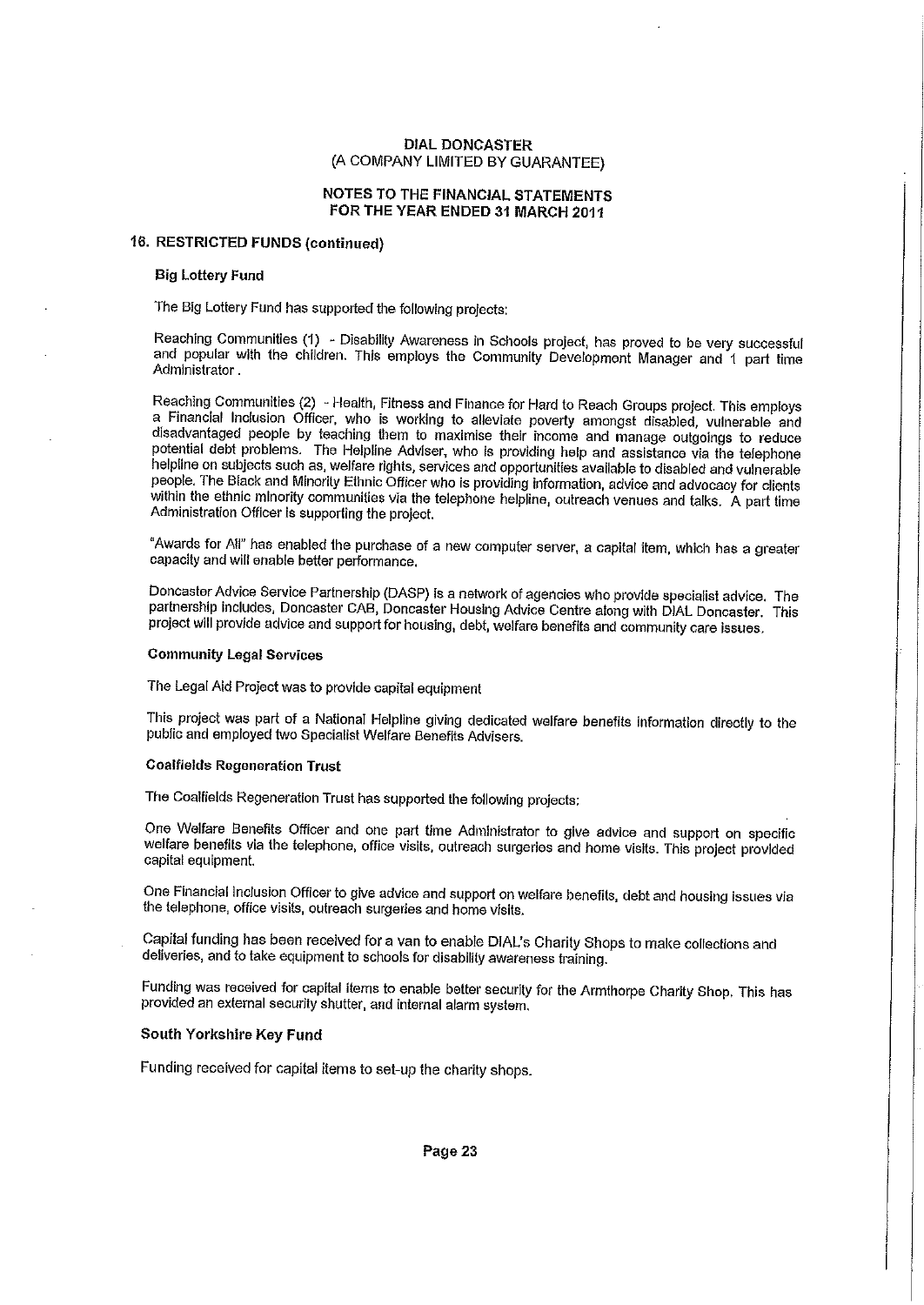DIAL DONCASTER
(A COMPANY LIMITED BY GUARANTEE)

NOTES TO THE FINANCIAL STATEMENTS
FOR THE YEAR ENDED 31 MARCH 2011

## 16. RESTRICTED FUNDS (continued)

### Big Lottery Fund

The Big Lottery Fund has supported the following projects:

Reaching Communities (1) - Disability Awareness in Schools project, has proved to be very successful and popular with the children. This employs the Community Development Manager and 1 part time Administrator.

Reaching Communities (2) - Health, Fitness and Finance for Hard to Reach Groups project. This employs a Financial Inclusion Officer, who is working to alleviate poverty amongst disabled, vulnerable and disadvantaged people by teaching them to maximise their income and manage outgoings to reduce potential debt problems. The Helpline Adviser, who is providing help and assistance via the telephone helpline on subjects such as, welfare rights, services and opportunities available to disabled and vulnerable people. The Black and Minority Ethnic Officer who is providing information, advice and advocacy for clients within the ethnic minority communities via the telephone helpline, outreach venues and talks. A part time Administration Officer is supporting the project.

"Awards for All" has enabled the purchase of a new computer server, a capital item, which has a greater capacity and will enable better performance.

Doncaster Advice Service Partnership (DASP) is a network of agencies who provide specialist advice. The partnership includes, Doncaster CAB, Doncaster Housing Advice Centre along with DIAL Doncaster. This project will provide advice and support for housing, debt, welfare benefits and community care issues.

### Community Legal Services

The Legal Aid Project was to provide capital equipment

This project was part of a National Helpline giving dedicated welfare benefits information directly to the public and employed two Specialist Welfare Benefits Advisers.

### Coalfields Regeneration Trust

The Coalfields Regeneration Trust has supported the following projects:

One Welfare Benefits Officer and one part time Administrator to give advice and support on specific welfare benefits via the telephone, office visits, outreach surgeries and home visits. This project provided capital equipment.

One Financial Inclusion Officer to give advice and support on welfare benefits, debt and housing issues via the telephone, office visits, outreach surgeries and home visits.

Capital funding has been received for a van to enable DIAL's Charity Shops to make collections and deliveries, and to take equipment to schools for disability awareness training.

Funding was received for capital items to enable better security for the Armthorpe Charity Shop. This has provided an external security shutter, and internal alarm system.

### South Yorkshire Key Fund

Funding received for capital items to set-up the charity shops.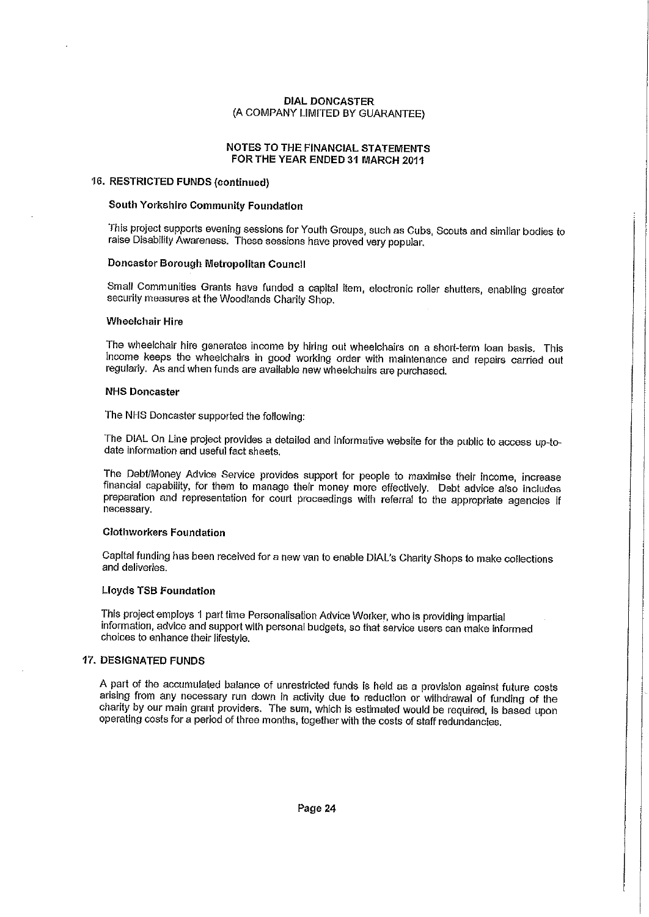**DIAL DONCASTER**
(A COMPANY LIMITED BY GUARANTEE)

**NOTES TO THE FINANCIAL STATEMENTS**
**FOR THE YEAR ENDED 31 MARCH 2011**

## 16. RESTRICTED FUNDS (continued)

### South Yorkshire Community Foundation

This project supports evening sessions for Youth Groups, such as Cubs, Scouts and similar bodies to raise Disability Awareness. These sessions have proved very popular.

### Doncaster Borough Metropolitan Council

Small Communities Grants have funded a capital item, electronic roller shutters, enabling greater security measures at the Woodlands Charity Shop.

### Wheelchair Hire

The wheelchair hire generates income by hiring out wheelchairs on a short-term loan basis. This income keeps the wheelchairs in good working order with maintenance and repairs carried out regularly. As and when funds are available new wheelchairs are purchased.

### NHS Doncaster

The NHS Doncaster supported the following:

The DIAL On Line project provides a detailed and informative website for the public to access up-to-date information and useful fact sheets.

The Debt/Money Advice Service provides support for people to maximise their income, increase financial capability, for them to manage their money more effectively. Debt advice also includes preparation and representation for court proceedings with referral to the appropriate agencies if necessary.

### Clothworkers Foundation

Capital funding has been received for a new van to enable DIAL's Charity Shops to make collections and deliveries.

### Lloyds TSB Foundation

This project employs 1 part time Personalisation Advice Worker, who is providing impartial information, advice and support with personal budgets, so that service users can make informed choices to enhance their lifestyle.

## 17. DESIGNATED FUNDS

A part of the accumulated balance of unrestricted funds is held as a provision against future costs arising from any necessary run down in activity due to reduction or withdrawal of funding of the charity by our main grant providers. The sum, which is estimated would be required, is based upon operating costs for a period of three months, together with the costs of staff redundancies.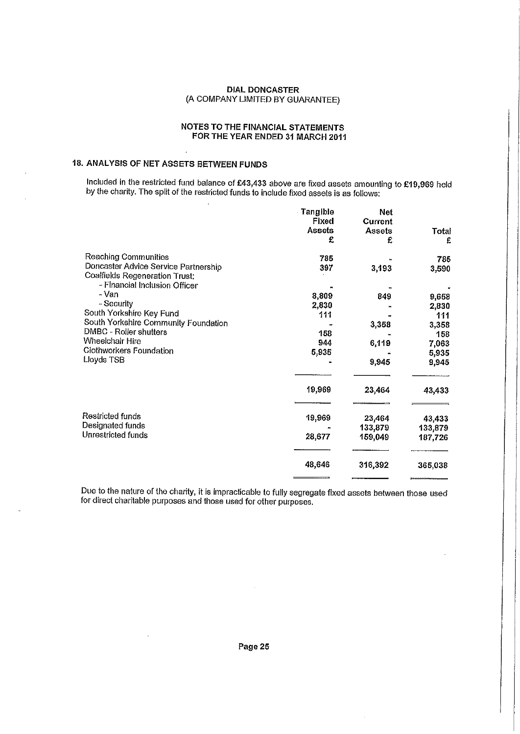DIAL DONCASTER
(A COMPANY LIMITED BY GUARANTEE)

NOTES TO THE FINANCIAL STATEMENTS
FOR THE YEAR ENDED 31 MARCH 2011

## 18. ANALYSIS OF NET ASSETS BETWEEN FUNDS

Included in the restricted fund balance of £43,433 above are fixed assets amounting to £19,969 held by the charity. The split of the restricted funds to include fixed assets is as follows:

| | Tangible Fixed Assets £ | Net Current Assets £ | Total £ |
|---|---|---|---|
| Reaching Communities | 785 | - | 785 |
| Doncaster Advice Service Partnership | 397 | 3,193 | 3,590 |
| Coalfields Regeneration Trust: | | | |
| - Financial Inclusion Officer | - | - | - |
| - Van | 8,809 | 849 | 9,658 |
| - Security | 2,830 | - | 2,830 |
| South Yorkshire Key Fund | 111 | - | 111 |
| South Yorkshire Community Foundation | - | 3,358 | 3,358 |
| DMBC - Roller shutters | 158 | - | 158 |
| Wheelchair Hire | 944 | 6,119 | 7,063 |
| Clothworkers Foundation | 5,935 | - | 5,935 |
| Lloyds TSB | - | 9,945 | 9,945 |
| | 19,969 | 23,464 | 43,433 |
| Restricted funds | 19,969 | 23,464 | 43,433 |
| Designated funds | - | 133,879 | 133,879 |
| Unrestricted funds | 28,677 | 159,049 | 187,726 |
| | 48,646 | 316,392 | 365,038 |

Due to the nature of the charity, it is impracticable to fully segregate fixed assets between those used for direct charitable purposes and those used for other purposes.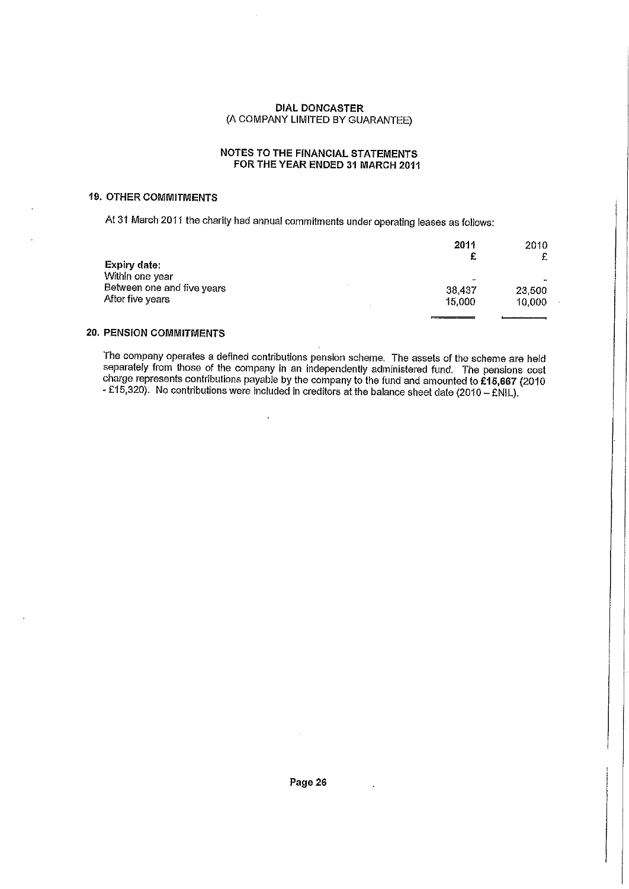**DIAL DONCASTER**
(A COMPANY LIMITED BY GUARANTEE)

**NOTES TO THE FINANCIAL STATEMENTS**
**FOR THE YEAR ENDED 31 MARCH 2011**

## 19. OTHER COMMITMENTS

At 31 March 2011 the charity had annual commitments under operating leases as follows:

| | 2011 | 2010 |
|---|---|---|
| | £ | £ |
| **Expiry date:** | | |
| Within one year | - | - |
| Between one and five years | 38,437 | 23,500 |
| After five years | 15,000 | 10,000 |

## 20. PENSION COMMITMENTS

The company operates a defined contributions pension scheme. The assets of the scheme are held separately from those of the company in an independently administered fund. The pensions cost charge represents contributions payable by the company to the fund and amounted to **£15,667** (2010 - £15,320). No contributions were included in creditors at the balance sheet date (2010 – £NIL).